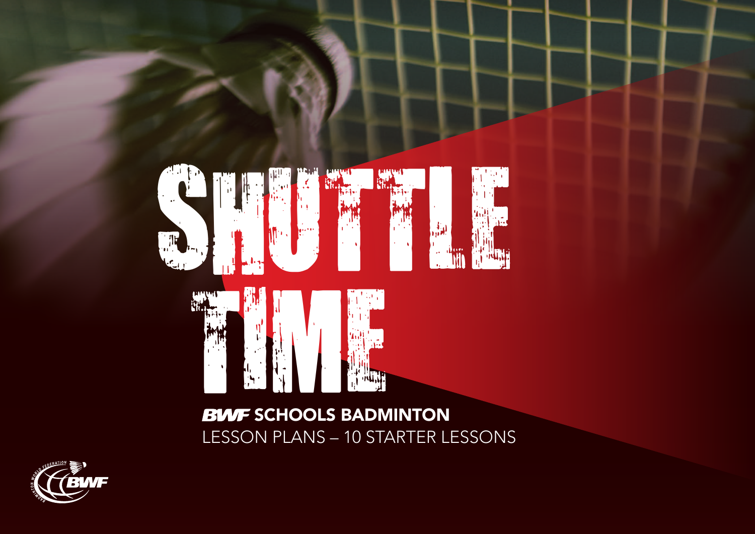# SHUTTLE TIME

## BWF SCHOOLS BADMINTON

LESSON PLANS – 10 STARTER LESSONS

BADMINTON WORLD FEDERATION BWF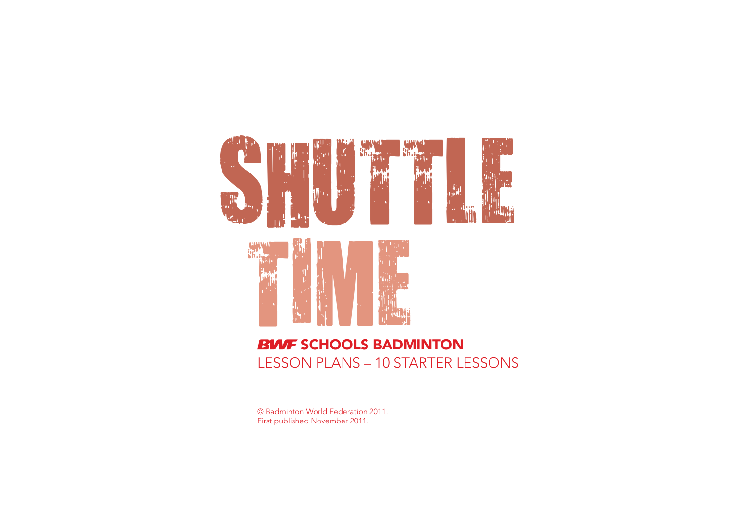# SHUTTLE TIME

## BWF SCHOOLS BADMINTON

LESSON PLANS – 10 STARTER LESSONS

© Badminton World Federation 2011.
First published November 2011.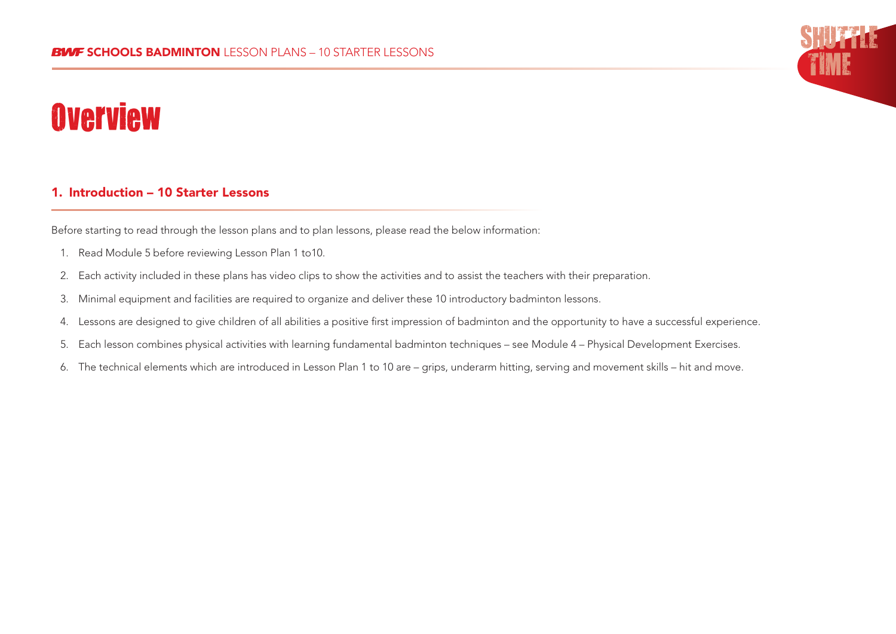# Overview

## 1. Introduction – 10 Starter Lessons

Before starting to read through the lesson plans and to plan lessons, please read the below information:

1. Read Module 5 before reviewing Lesson Plan 1 to10.
2. Each activity included in these plans has video clips to show the activities and to assist the teachers with their preparation.
3. Minimal equipment and facilities are required to organize and deliver these 10 introductory badminton lessons.
4. Lessons are designed to give children of all abilities a positive first impression of badminton and the opportunity to have a successful experience.
5. Each lesson combines physical activities with learning fundamental badminton techniques – see Module 4 – Physical Development Exercises.
6. The technical elements which are introduced in Lesson Plan 1 to 10 are – grips, underarm hitting, serving and movement skills – hit and move.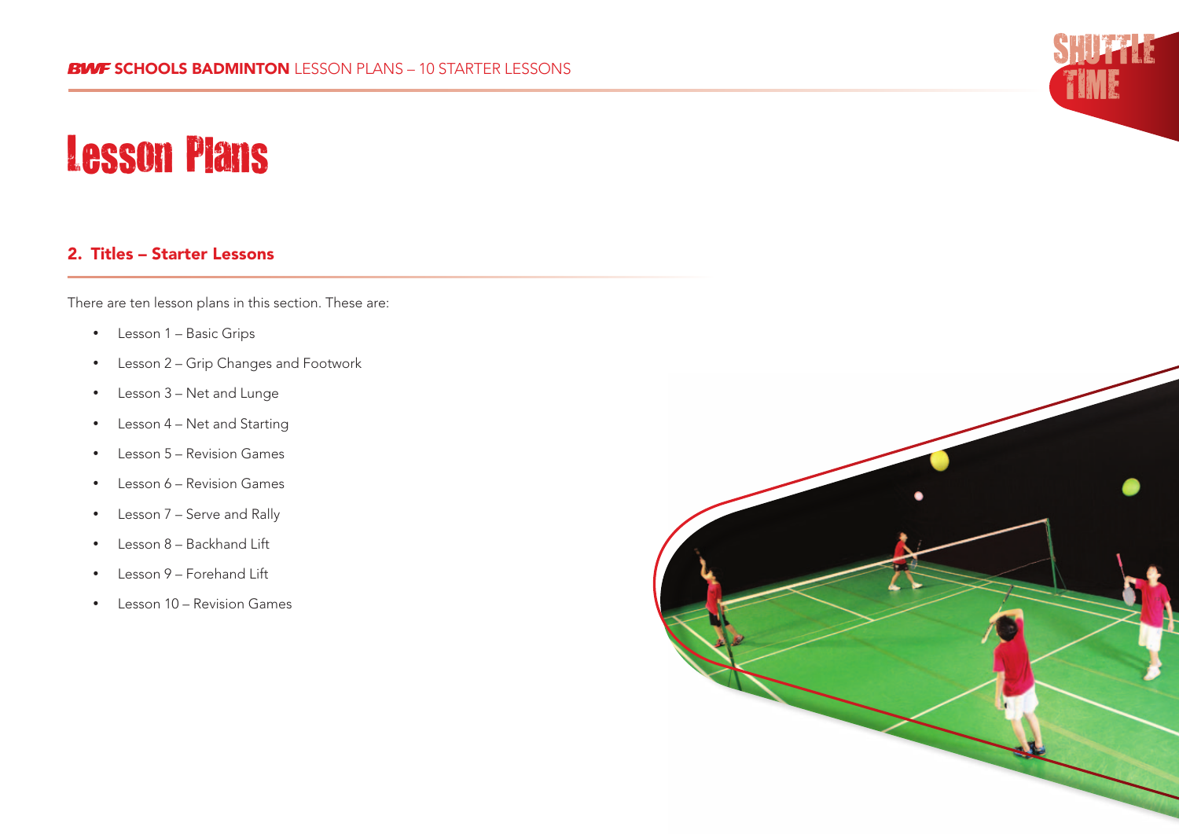# Lesson Plans

## 2. Titles – Starter Lessons

There are ten lesson plans in this section. These are:

- Lesson 1 – Basic Grips
- Lesson 2 – Grip Changes and Footwork
- Lesson 3 – Net and Lunge
- Lesson 4 – Net and Starting
- Lesson 5 – Revision Games
- Lesson 6 – Revision Games
- Lesson 7 – Serve and Rally
- Lesson 8 – Backhand Lift
- Lesson 9 – Forehand Lift
- Lesson 10 – Revision Games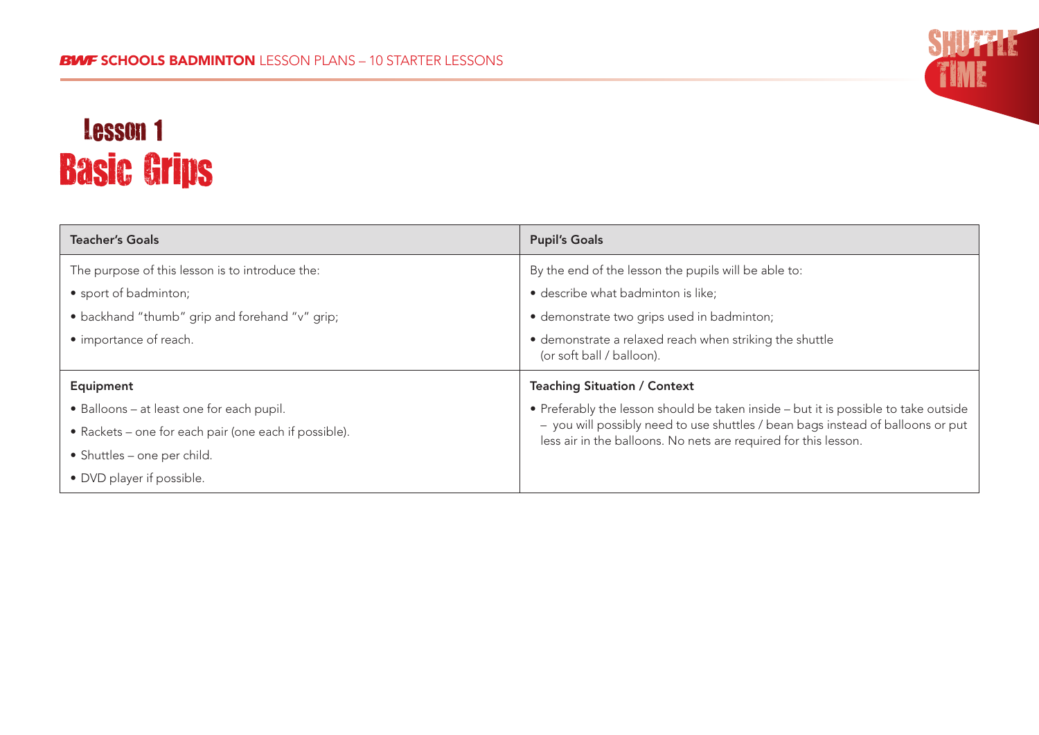# Lesson 1
# Basic Grips

| Teacher's Goals | Pupil's Goals |
|---|---|
| The purpose of this lesson is to introduce the:<br>• sport of badminton;<br>• backhand "thumb" grip and forehand "v" grip;<br>• importance of reach. | By the end of the lesson the pupils will be able to:<br>• describe what badminton is like;<br>• demonstrate two grips used in badminton;<br>• demonstrate a relaxed reach when striking the shuttle (or soft ball / balloon). |
| **Equipment** | **Teaching Situation / Context** |
| • Balloons – at least one for each pupil.<br>• Rackets – one for each pair (one each if possible).<br>• Shuttles – one per child.<br>• DVD player if possible. | • Preferably the lesson should be taken inside – but it is possible to take outside – you will possibly need to use shuttles / bean bags instead of balloons or put less air in the balloons. No nets are required for this lesson. |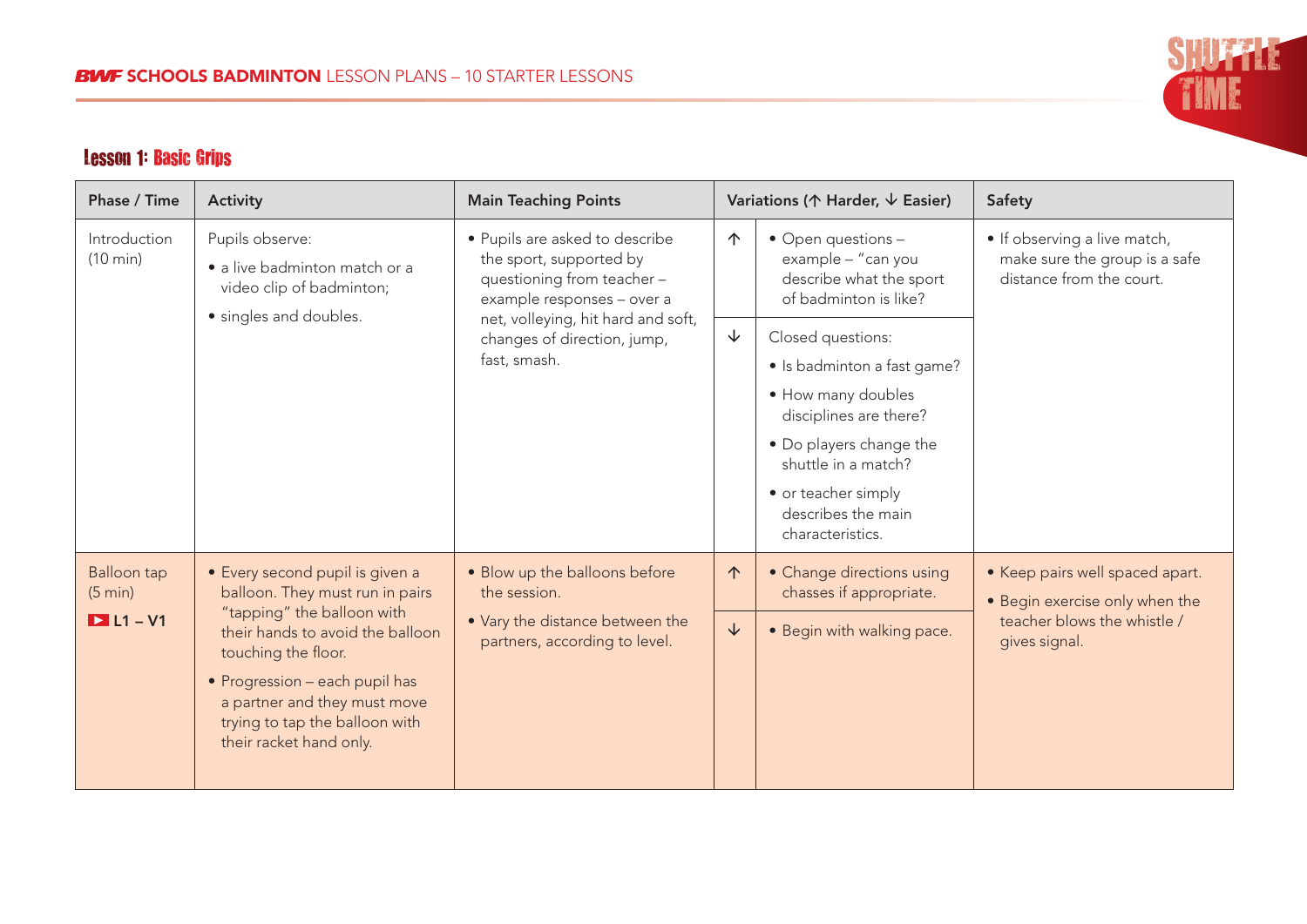## Lesson 1: Basic Grips

| Phase / Time | Activity | Main Teaching Points | Variations (↑ Harder, ↓ Easier) | | Safety |
|---|---|---|---|---|---|
| Introduction (10 min) | Pupils observe:<br>• a live badminton match or a video clip of badminton;<br>• singles and doubles. | • Pupils are asked to describe the sport, supported by questioning from teacher – example responses – over a net, volleying, hit hard and soft, changes of direction, jump, fast, smash. | ↑ | • Open questions – example – "can you describe what the sport of badminton is like? | • If observing a live match, make sure the group is a safe distance from the court. |
| | | | ↓ | Closed questions:<br>• Is badminton a fast game?<br>• How many doubles disciplines are there?<br>• Do players change the shuttle in a match?<br>• or teacher simply describes the main characteristics. | |
| Balloon tap (5 min)<br>L1 – V1 | • Every second pupil is given a balloon. They must run in pairs "tapping" the balloon with their hands to avoid the balloon touching the floor.<br>• Progression – each pupil has a partner and they must move trying to tap the balloon with their racket hand only. | • Blow up the balloons before the session.<br>• Vary the distance between the partners, according to level. | ↑ | • Change directions using chasses if appropriate. | • Keep pairs well spaced apart.<br>• Begin exercise only when the teacher blows the whistle / gives signal. |
| | | | ↓ | • Begin with walking pace. | |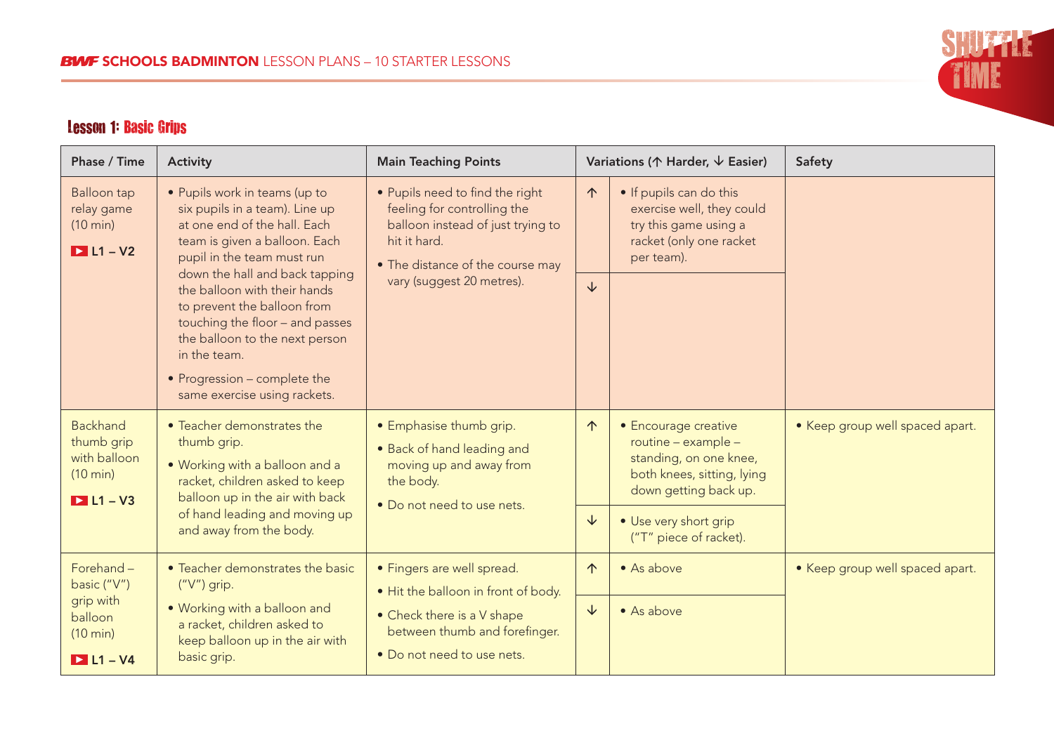## Lesson 1: Basic Grips

| Phase / Time | Activity | Main Teaching Points | Variations (↑ Harder, ↓ Easier) | | Safety |
|---|---|---|---|---|---|
| Balloon tap relay game (10 min) ▶ L1 – V2 | • Pupils work in teams (up to six pupils in a team). Line up at one end of the hall. Each team is given a balloon. Each pupil in the team must run down the hall and back tapping the balloon with their hands to prevent the balloon from touching the floor – and passes the balloon to the next person in the team. • Progression – complete the same exercise using rackets. | • Pupils need to find the right feeling for controlling the balloon instead of just trying to hit it hard. • The distance of the course may vary (suggest 20 metres). | ↑ | • If pupils can do this exercise well, they could try this game using a racket (only one racket per team). | |
| | | | ↓ | | |
| Backhand thumb grip with balloon (10 min) ▶ L1 – V3 | • Teacher demonstrates the thumb grip. • Working with a balloon and a racket, children asked to keep balloon up in the air with back of hand leading and moving up and away from the body. | • Emphasise thumb grip. • Back of hand leading and moving up and away from the body. • Do not need to use nets. | ↑ | • Encourage creative routine – example – standing, on one knee, both knees, sitting, lying down getting back up. | • Keep group well spaced apart. |
| | | | ↓ | • Use very short grip ("T" piece of racket). | |
| Forehand – basic ("V") grip with balloon (10 min) ▶ L1 – V4 | • Teacher demonstrates the basic ("V") grip. • Working with a balloon and a racket, children asked to keep balloon up in the air with basic grip. | • Fingers are well spread. • Hit the balloon in front of body. • Check there is a V shape between thumb and forefinger. • Do not need to use nets. | ↑ | • As above | • Keep group well spaced apart. |
| | | | ↓ | • As above | |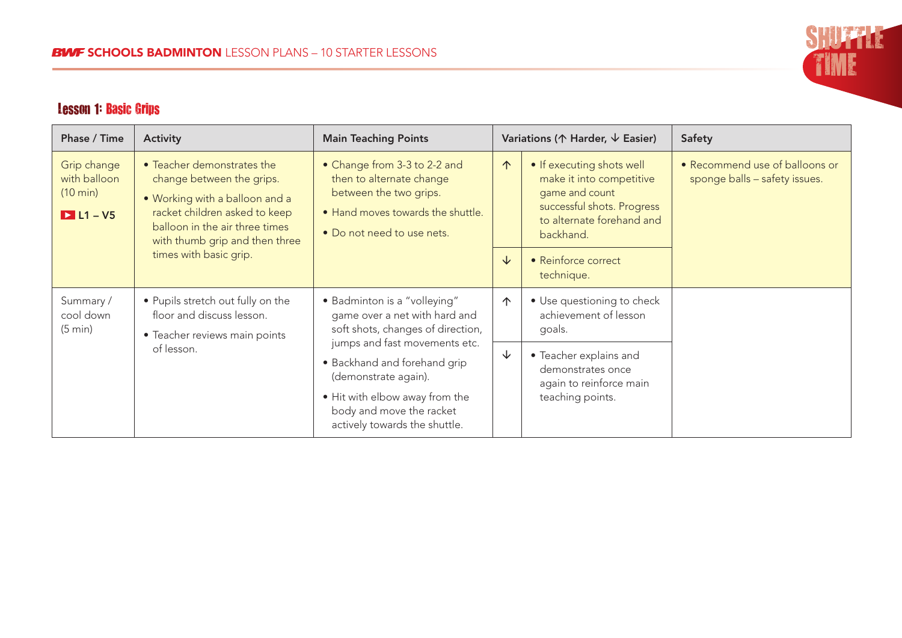## Lesson 1: Basic Grips

| Phase / Time | Activity | Main Teaching Points | Variations (↑ Harder, ↓ Easier) | | Safety |
|---|---|---|---|---|---|
| Grip change with balloon (10 min) ▶ L1 – V5 | • Teacher demonstrates the change between the grips. • Working with a balloon and a racket children asked to keep balloon in the air three times with thumb grip and then three times with basic grip. | • Change from 3-3 to 2-2 and then to alternate change between the two grips. • Hand moves towards the shuttle. • Do not need to use nets. | ↑ | • If executing shots well make it into competitive game and count successful shots. Progress to alternate forehand and backhand. | • Recommend use of balloons or sponge balls – safety issues. |
| | | | ↓ | • Reinforce correct technique. | |
| Summary / cool down (5 min) | • Pupils stretch out fully on the floor and discuss lesson. • Teacher reviews main points of lesson. | • Badminton is a "volleying" game over a net with hard and soft shots, changes of direction, jumps and fast movements etc. • Backhand and forehand grip (demonstrate again). • Hit with elbow away from the body and move the racket actively towards the shuttle. | ↑ | • Use questioning to check achievement of lesson goals. | |
| | | | ↓ | • Teacher explains and demonstrates once again to reinforce main teaching points. | |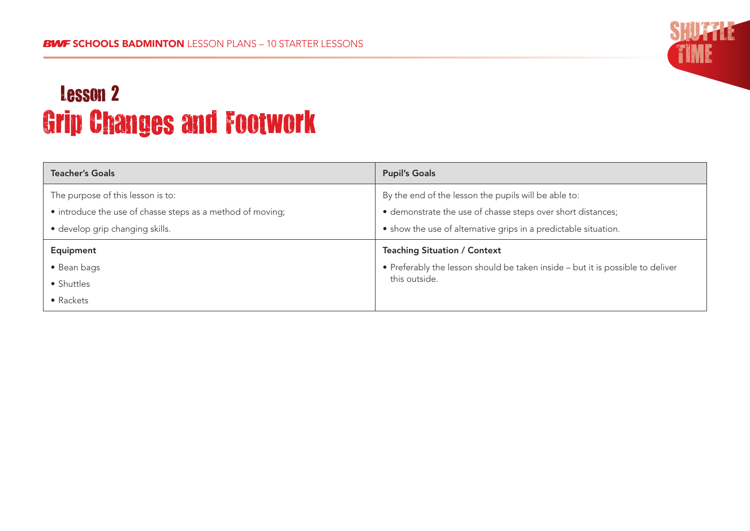# Lesson 2
## Grip Changes and Footwork

| Teacher's Goals | Pupil's Goals |
| --- | --- |
| The purpose of this lesson is to:<br>• introduce the use of chasse steps as a method of moving;<br>• develop grip changing skills. | By the end of the lesson the pupils will be able to:<br>• demonstrate the use of chasse steps over short distances;<br>• show the use of alternative grips in a predictable situation. |
| **Equipment** | **Teaching Situation / Context** |
| • Bean bags<br>• Shuttles<br>• Rackets | • Preferably the lesson should be taken inside – but it is possible to deliver this outside. |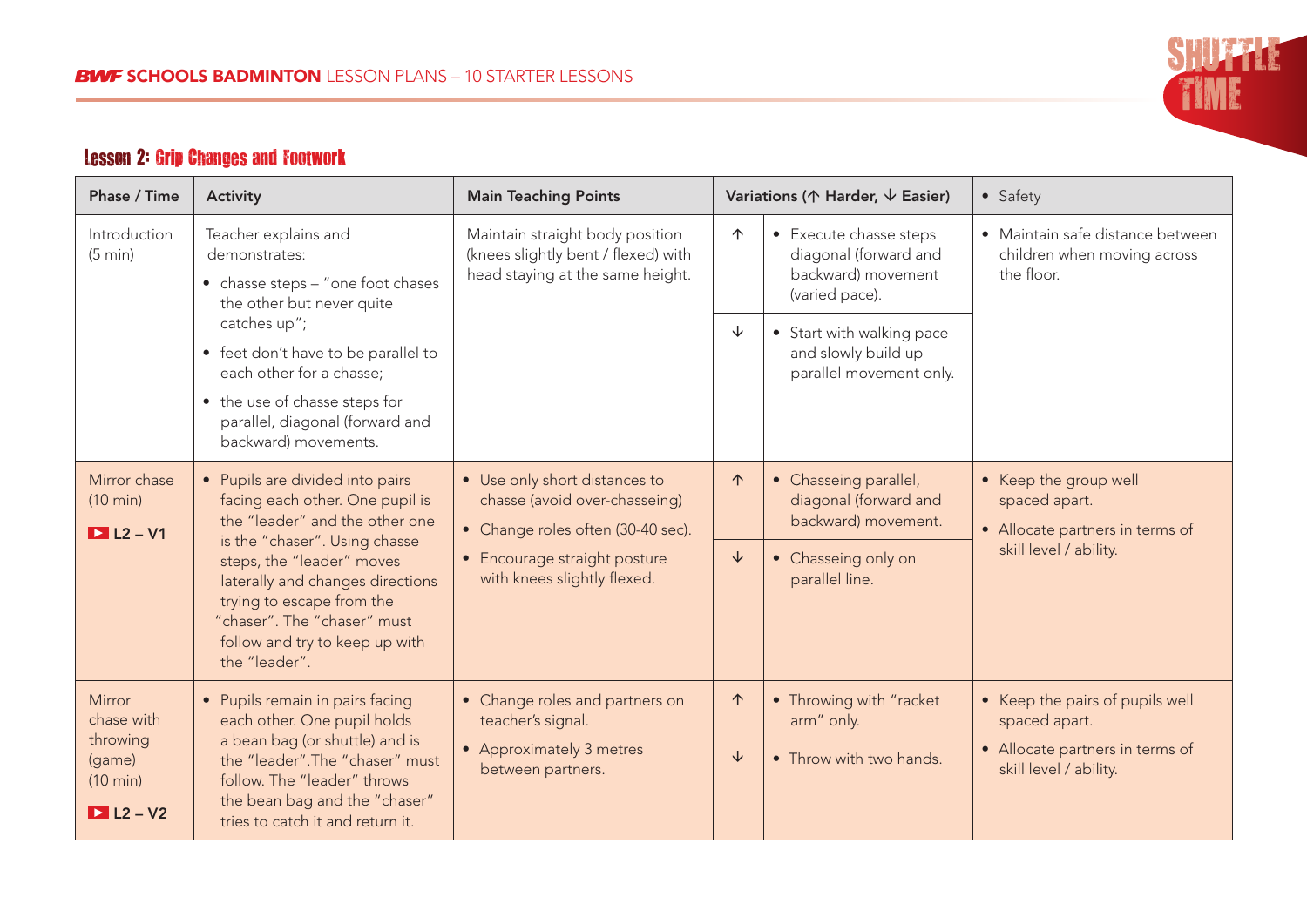## Lesson 2: Grip Changes and Footwork

| Phase / Time | Activity | Main Teaching Points | Variations (↑ Harder, ↓ Easier) | | • Safety |
|---|---|---|---|---|---|
| Introduction (5 min) | Teacher explains and demonstrates: • chasse steps – "one foot chases the other but never quite catches up"; • feet don't have to be parallel to each other for a chasse; • the use of chasse steps for parallel, diagonal (forward and backward) movements. | Maintain straight body position (knees slightly bent / flexed) with head staying at the same height. | ↑ | • Execute chasse steps diagonal (forward and backward) movement (varied pace). | • Maintain safe distance between children when moving across the floor. |
| | | | ↓ | • Start with walking pace and slowly build up parallel movement only. | |
| Mirror chase (10 min) L2 – V1 | • Pupils are divided into pairs facing each other. One pupil is the "leader" and the other one is the "chaser". Using chasse steps, the "leader" moves laterally and changes directions trying to escape from the "chaser". The "chaser" must follow and try to keep up with the "leader". | • Use only short distances to chasse (avoid over-chasseing) • Change roles often (30-40 sec). • Encourage straight posture with knees slightly flexed. | ↑ | • Chasseing parallel, diagonal (forward and backward) movement. | • Keep the group well spaced apart. • Allocate partners in terms of skill level / ability. |
| | | | ↓ | • Chasseing only on parallel line. | |
| Mirror chase with throwing (game) (10 min) L2 – V2 | • Pupils remain in pairs facing each other. One pupil holds a bean bag (or shuttle) and is the "leader". The "chaser" must follow. The "leader" throws the bean bag and the "chaser" tries to catch it and return it. | • Change roles and partners on teacher's signal. • Approximately 3 metres between partners. | ↑ | • Throwing with "racket arm" only. | • Keep the pairs of pupils well spaced apart. • Allocate partners in terms of skill level / ability. |
| | | | ↓ | • Throw with two hands. | |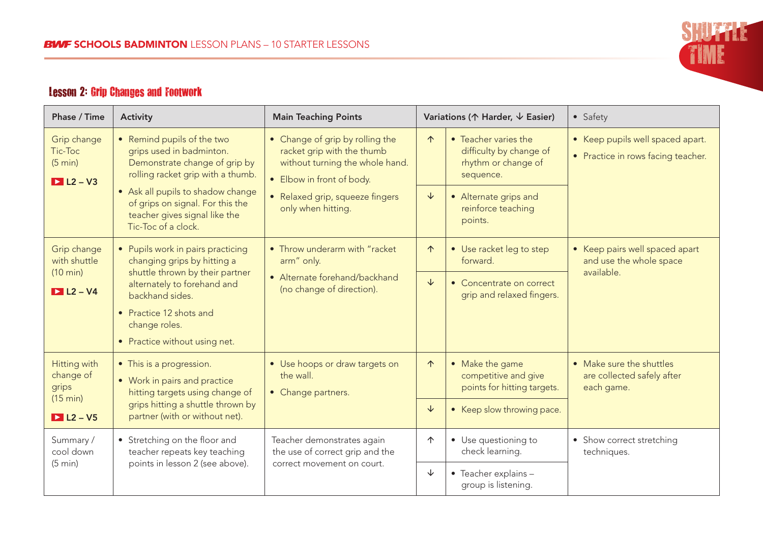## Lesson 2: Grip Changes and Footwork

| Phase / Time | Activity | Main Teaching Points | Variations (↑ Harder, ↓ Easier) | | • Safety |
|---|---|---|---|---|---|
| Grip change Tic-Toc (5 min) L2 – V3 | • Remind pupils of the two grips used in badminton. Demonstrate change of grip by rolling racket grip with a thumb. • Ask all pupils to shadow change of grips on signal. For this the teacher gives signal like the Tic-Toc of a clock. | • Change of grip by rolling the racket grip with the thumb without turning the whole hand. • Elbow in front of body. • Relaxed grip, squeeze fingers only when hitting. | ↑ | • Teacher varies the difficulty by change of rhythm or change of sequence. | • Keep pupils well spaced apart. • Practice in rows facing teacher. |
| | | | ↓ | • Alternate grips and reinforce teaching points. | |
| Grip change with shuttle (10 min) L2 – V4 | • Pupils work in pairs practicing changing grips by hitting a shuttle thrown by their partner alternately to forehand and backhand sides. • Practice 12 shots and change roles. • Practice without using net. | • Throw underarm with "racket arm" only. • Alternate forehand/backhand (no change of direction). | ↑ | • Use racket leg to step forward. | • Keep pairs well spaced apart and use the whole space available. |
| | | | ↓ | • Concentrate on correct grip and relaxed fingers. | |
| Hitting with change of grips (15 min) L2 – V5 | • This is a progression. • Work in pairs and practice hitting targets using change of grips hitting a shuttle thrown by partner (with or without net). | • Use hoops or draw targets on the wall. • Change partners. | ↑ | • Make the game competitive and give points for hitting targets. | • Make sure the shuttles are collected safely after each game. |
| | | | ↓ | • Keep slow throwing pace. | |
| Summary / cool down (5 min) | • Stretching on the floor and teacher repeats key teaching points in lesson 2 (see above). | Teacher demonstrates again the use of correct grip and the correct movement on court. | ↑ | • Use questioning to check learning. | • Show correct stretching techniques. |
| | | | ↓ | • Teacher explains – group is listening. | |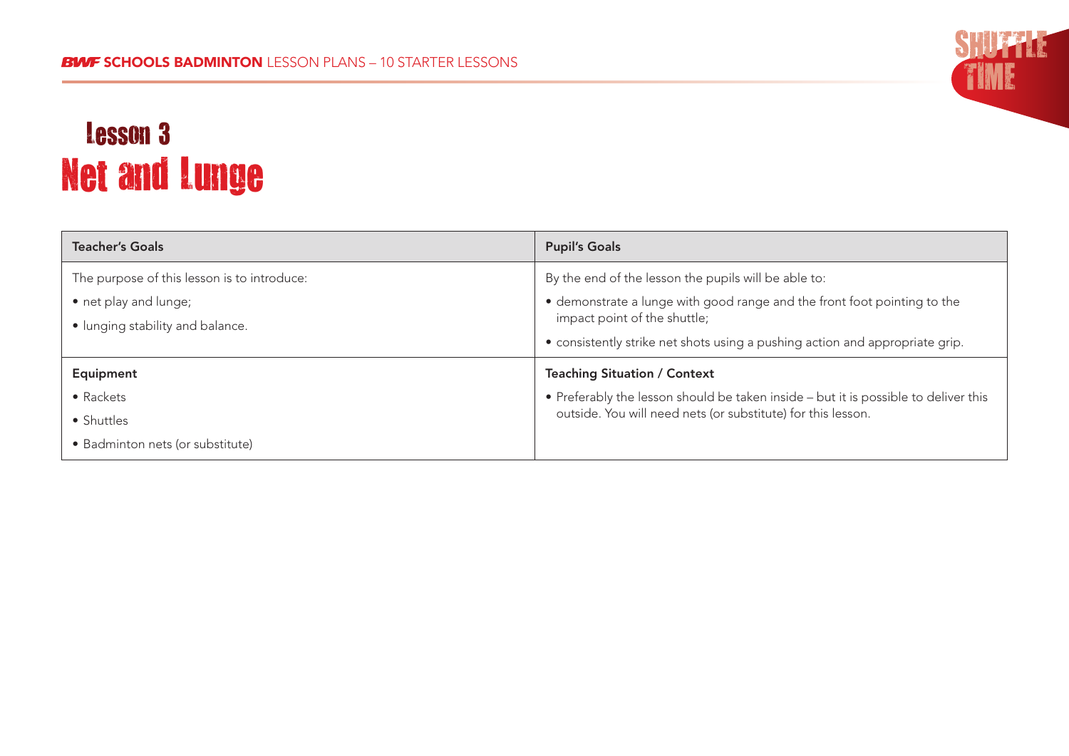# Lesson 3
# Net and Lunge

| Teacher's Goals | Pupil's Goals |
|---|---|
| The purpose of this lesson is to introduce:<br>• net play and lunge;<br>• lunging stability and balance. | By the end of the lesson the pupils will be able to:<br>• demonstrate a lunge with good range and the front foot pointing to the impact point of the shuttle;<br>• consistently strike net shots using a pushing action and appropriate grip. |
| **Equipment** | **Teaching Situation / Context** |
| • Rackets<br>• Shuttles<br>• Badminton nets (or substitute) | • Preferably the lesson should be taken inside – but it is possible to deliver this outside. You will need nets (or substitute) for this lesson. |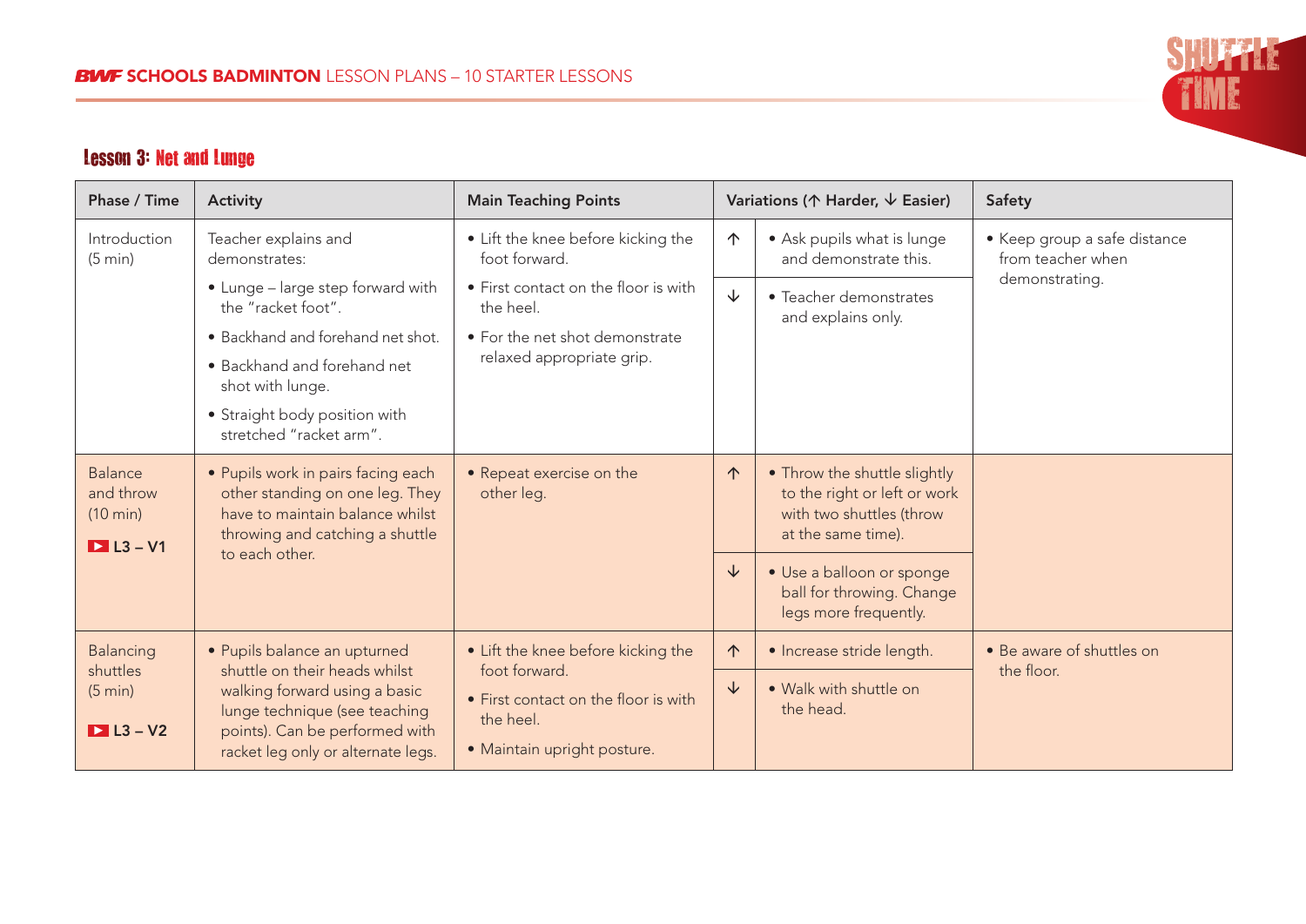## Lesson 3: Net and Lunge

| Phase / Time | Activity | Main Teaching Points | Variations (↑ Harder, ↓ Easier) | | Safety |
|---|---|---|---|---|---|
| Introduction (5 min) | Teacher explains and demonstrates:<br>• Lunge – large step forward with the "racket foot".<br>• Backhand and forehand net shot.<br>• Backhand and forehand net shot with lunge.<br>• Straight body position with stretched "racket arm". | • Lift the knee before kicking the foot forward.<br>• First contact on the floor is with the heel.<br>• For the net shot demonstrate relaxed appropriate grip. | ↑ | • Ask pupils what is lunge and demonstrate this. | • Keep group a safe distance from teacher when demonstrating. |
| | | | ↓ | • Teacher demonstrates and explains only. | |
| Balance and throw (10 min)<br>L3 – V1 | • Pupils work in pairs facing each other standing on one leg. They have to maintain balance whilst throwing and catching a shuttle to each other. | • Repeat exercise on the other leg. | ↑ | • Throw the shuttle slightly to the right or left or work with two shuttles (throw at the same time). | |
| | | | ↓ | • Use a balloon or sponge ball for throwing. Change legs more frequently. | |
| Balancing shuttles (5 min)<br>L3 – V2 | • Pupils balance an upturned shuttle on their heads whilst walking forward using a basic lunge technique (see teaching points). Can be performed with racket leg only or alternate legs. | • Lift the knee before kicking the foot forward.<br>• First contact on the floor is with the heel.<br>• Maintain upright posture. | ↑ | • Increase stride length. | • Be aware of shuttles on the floor. |
| | | | ↓ | • Walk with shuttle on the head. | |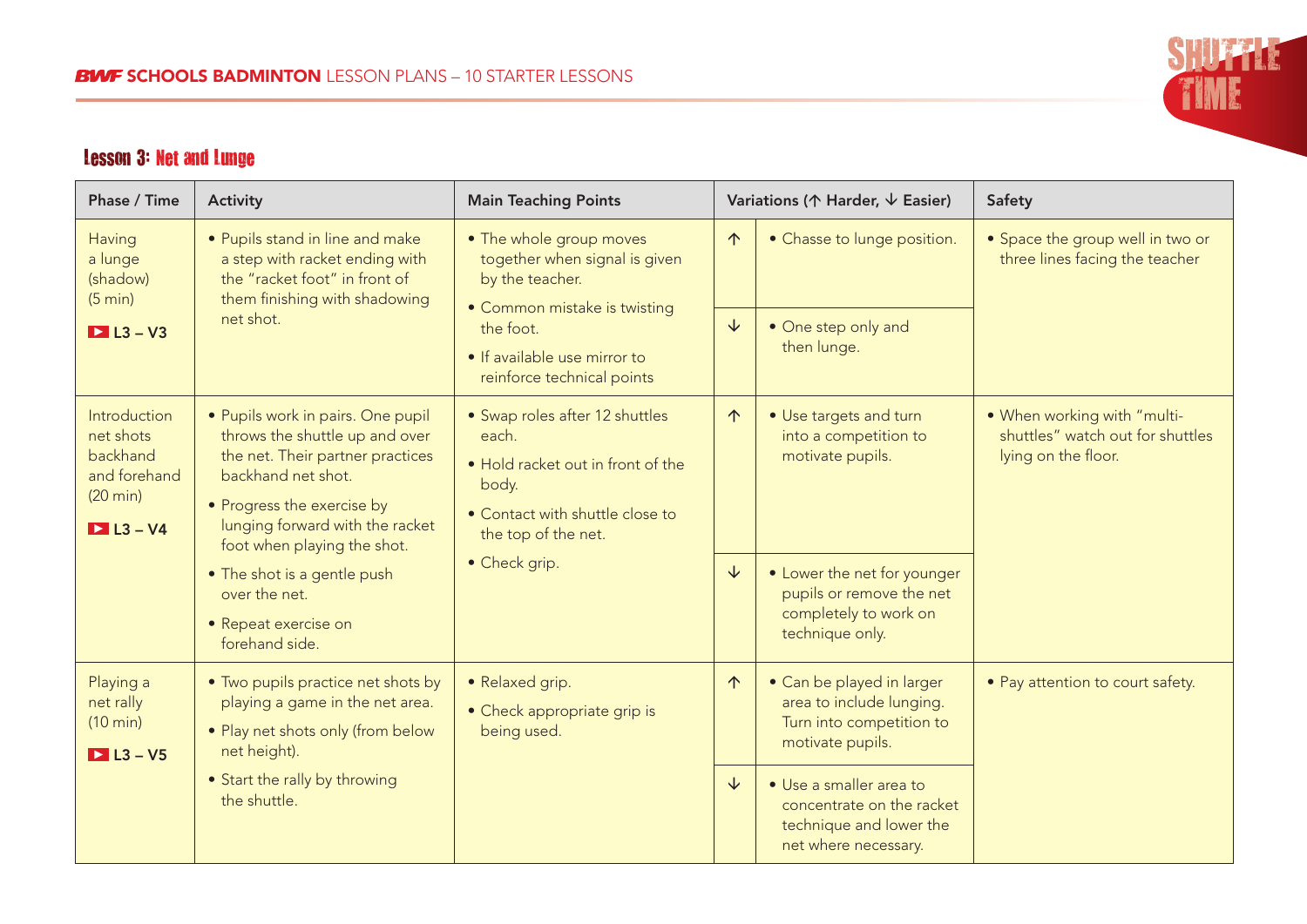## Lesson 3: Net and Lunge

| Phase / Time | Activity | Main Teaching Points | Variations (↑ Harder, ↓ Easier) | | Safety |
|---|---|---|---|---|---|
| Having a lunge (shadow) (5 min) ▶ L3 – V3 | • Pupils stand in line and make a step with racket ending with the "racket foot" in front of them finishing with shadowing net shot. | • The whole group moves together when signal is given by the teacher.<br>• Common mistake is twisting the foot.<br>• If available use mirror to reinforce technical points | ↑ | • Chasse to lunge position. | • Space the group well in two or three lines facing the teacher |
| | | | ↓ | • One step only and then lunge. | |
| Introduction net shots backhand and forehand (20 min) ▶ L3 – V4 | • Pupils work in pairs. One pupil throws the shuttle up and over the net. Their partner practices backhand net shot.<br>• Progress the exercise by lunging forward with the racket foot when playing the shot.<br>• The shot is a gentle push over the net.<br>• Repeat exercise on forehand side. | • Swap roles after 12 shuttles each.<br>• Hold racket out in front of the body.<br>• Contact with shuttle close to the top of the net.<br>• Check grip. | ↑ | • Use targets and turn into a competition to motivate pupils. | • When working with "multi-shuttles" watch out for shuttles lying on the floor. |
| | | | ↓ | • Lower the net for younger pupils or remove the net completely to work on technique only. | |
| Playing a net rally (10 min) ▶ L3 – V5 | • Two pupils practice net shots by playing a game in the net area.<br>• Play net shots only (from below net height).<br>• Start the rally by throwing the shuttle. | • Relaxed grip.<br>• Check appropriate grip is being used. | ↑ | • Can be played in larger area to include lunging. Turn into competition to motivate pupils. | • Pay attention to court safety. |
| | | | ↓ | • Use a smaller area to concentrate on the racket technique and lower the net where necessary. | |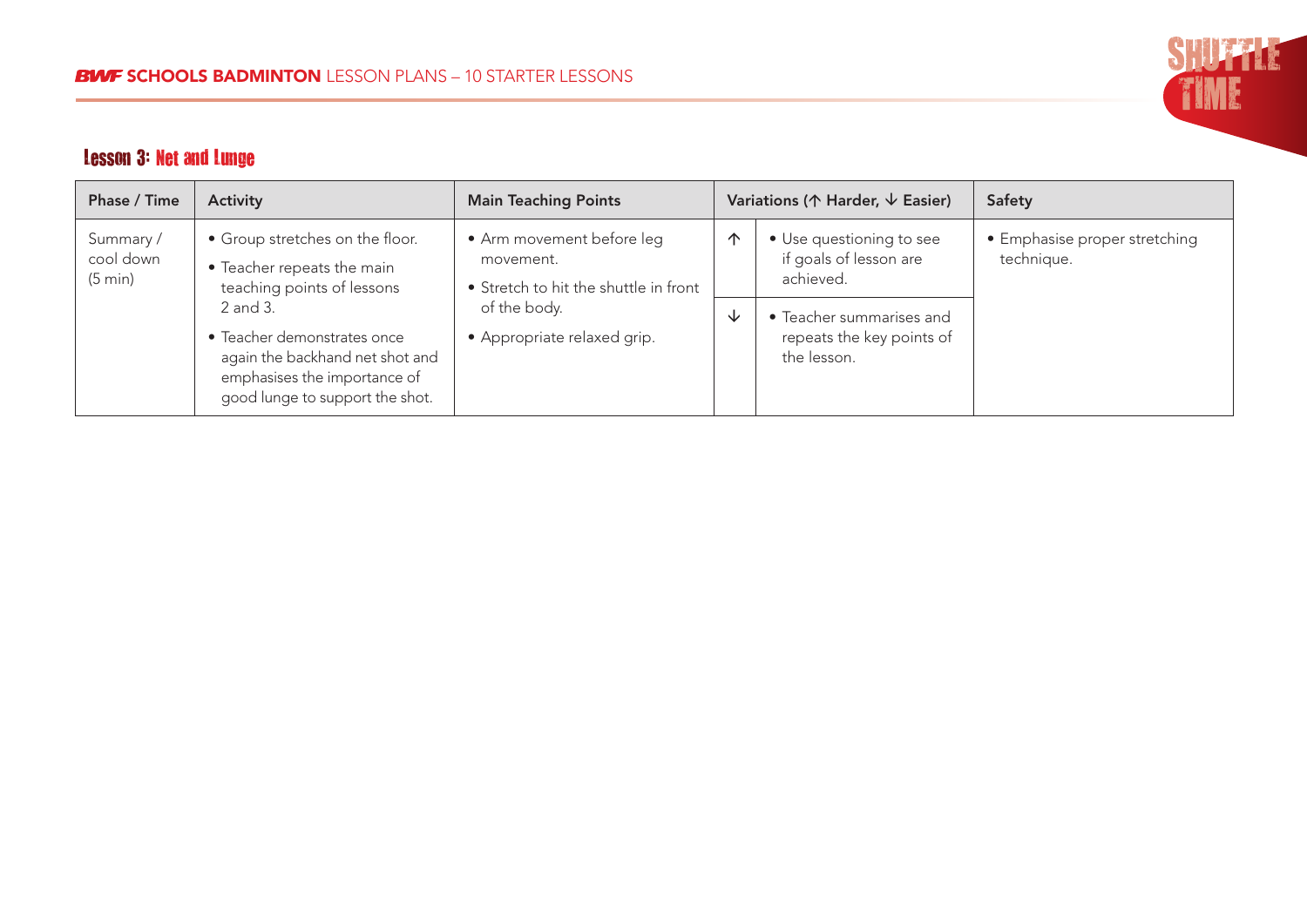## Lesson 3: Net and Lunge

| Phase / Time | Activity | Main Teaching Points | Variations (↑ Harder, ↓ Easier) | | Safety |
|---|---|---|---|---|---|
| Summary / cool down (5 min) | • Group stretches on the floor.<br>• Teacher repeats the main teaching points of lessons 2 and 3.<br>• Teacher demonstrates once again the backhand net shot and emphasises the importance of good lunge to support the shot. | • Arm movement before leg movement.<br>• Stretch to hit the shuttle in front of the body.<br>• Appropriate relaxed grip. | ↑ | • Use questioning to see if goals of lesson are achieved. | • Emphasise proper stretching technique. |
| | | | ↓ | • Teacher summarises and repeats the key points of the lesson. | |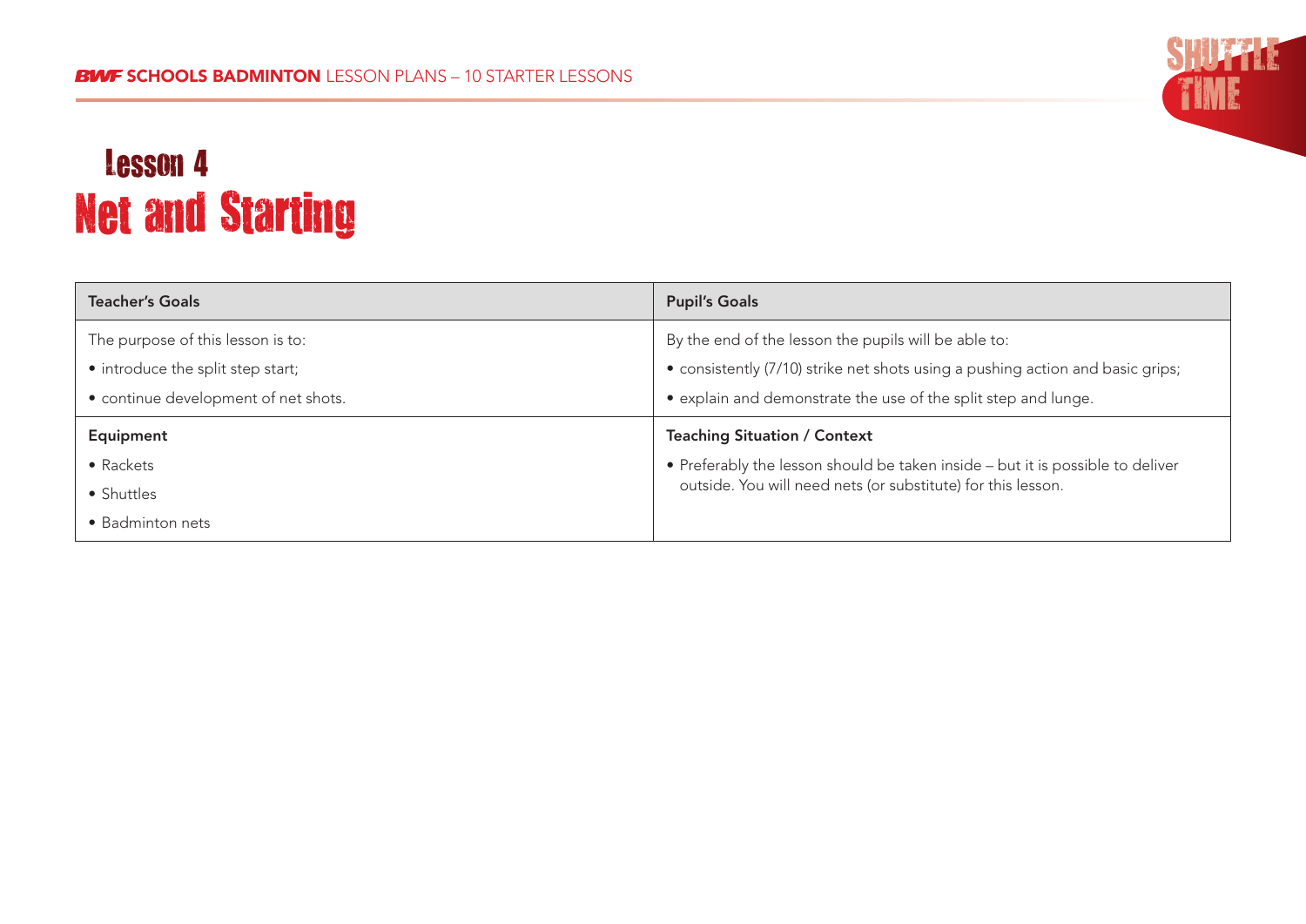# Lesson 4
## Net and Starting

| Teacher's Goals | Pupil's Goals |
| --- | --- |
| The purpose of this lesson is to:<br>• introduce the split step start;<br>• continue development of net shots. | By the end of the lesson the pupils will be able to:<br>• consistently (7/10) strike net shots using a pushing action and basic grips;<br>• explain and demonstrate the use of the split step and lunge. |
| **Equipment**<br>• Rackets<br>• Shuttles<br>• Badminton nets | **Teaching Situation / Context**<br>• Preferably the lesson should be taken inside – but it is possible to deliver outside. You will need nets (or substitute) for this lesson. |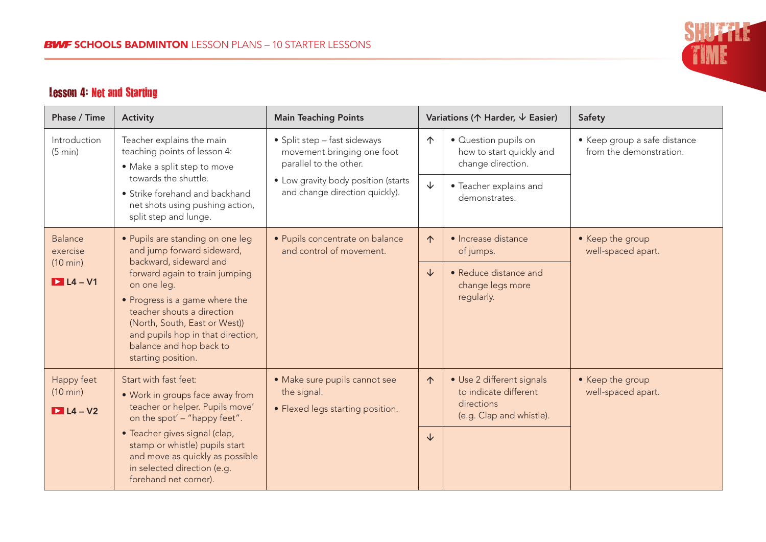## Lesson 4: Net and Starting

| Phase / Time | Activity | Main Teaching Points | Variations (↑ Harder, ↓ Easier) | | Safety |
|---|---|---|---|---|---|
| Introduction (5 min) | Teacher explains the main teaching points of lesson 4:<br>• Make a split step to move towards the shuttle.<br>• Strike forehand and backhand net shots using pushing action, split step and lunge. | • Split step – fast sideways movement bringing one foot parallel to the other.<br>• Low gravity body position (starts and change direction quickly). | ↑ | • Question pupils on how to start quickly and change direction. | • Keep group a safe distance from the demonstration. |
| | | | ↓ | • Teacher explains and demonstrates. | |
| Balance exercise (10 min)<br>L4 – V1 | • Pupils are standing on one leg and jump forward sideward, backward, sideward and forward again to train jumping on one leg.<br>• Progress is a game where the teacher shouts a direction (North, South, East or West)) and pupils hop in that direction, balance and hop back to starting position. | • Pupils concentrate on balance and control of movement. | ↑ | • Increase distance of jumps. | • Keep the group well-spaced apart. |
| | | | ↓ | • Reduce distance and change legs more regularly. | |
| Happy feet (10 min)<br>L4 – V2 | Start with fast feet:<br>• Work in groups face away from teacher or helper. Pupils move' on the spot' – "happy feet".<br>• Teacher gives signal (clap, stamp or whistle) pupils start and move as quickly as possible in selected direction (e.g. forehand net corner). | • Make sure pupils cannot see the signal.<br>• Flexed legs starting position. | ↑ | • Use 2 different signals to indicate different directions (e.g. Clap and whistle). | • Keep the group well-spaced apart. |
| | | | ↓ | | |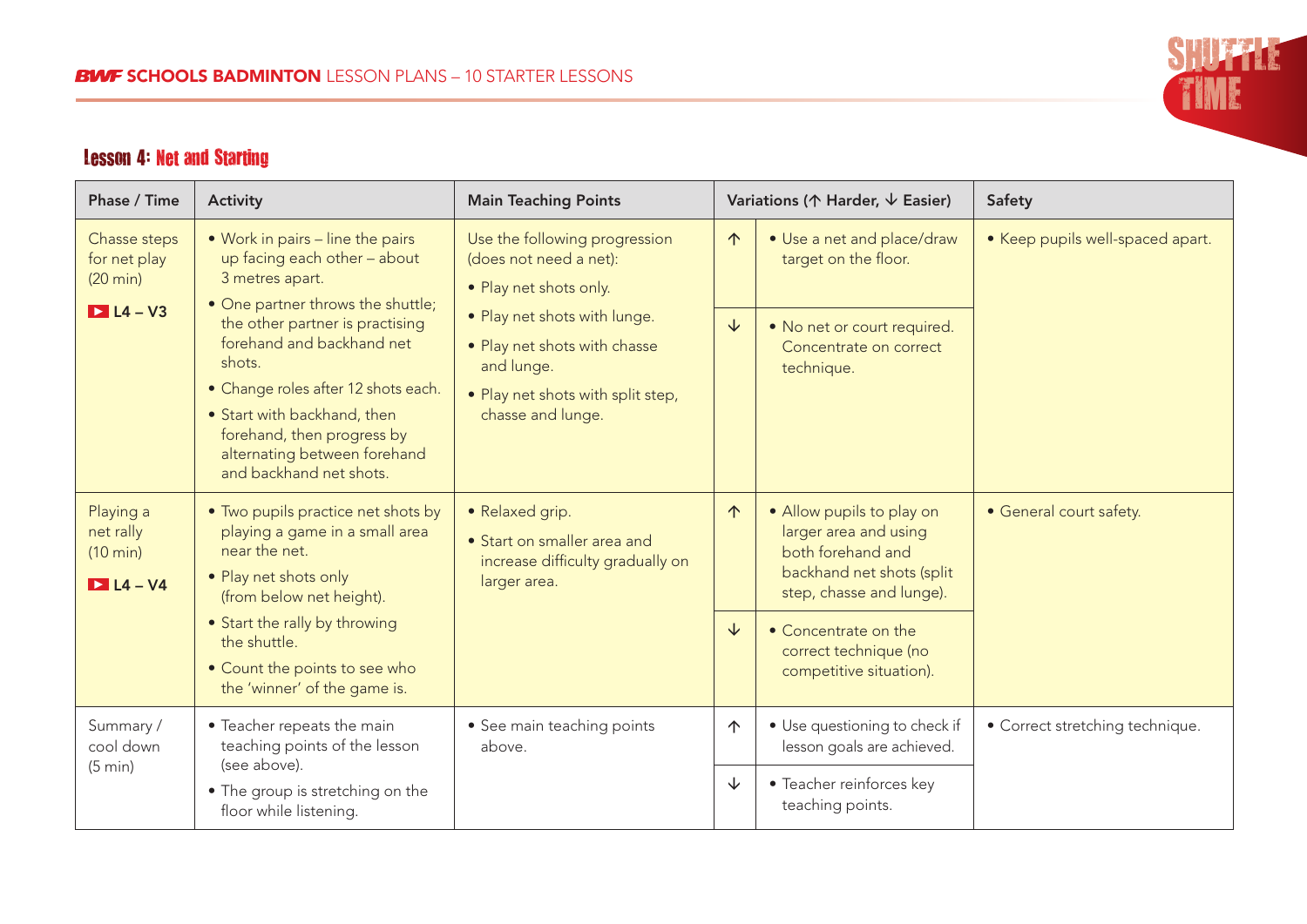## Lesson 4: Net and Starting

| Phase / Time | Activity | Main Teaching Points | Variations (↑ Harder, ↓ Easier) | | Safety |
|---|---|---|---|---|---|
| Chasse steps for net play (20 min) L4 – V3 | • Work in pairs – line the pairs up facing each other – about 3 metres apart.<br>• One partner throws the shuttle; the other partner is practising forehand and backhand net shots.<br>• Change roles after 12 shots each.<br>• Start with backhand, then forehand, then progress by alternating between forehand and backhand net shots. | Use the following progression (does not need a net):<br>• Play net shots only.<br>• Play net shots with lunge.<br>• Play net shots with chasse and lunge.<br>• Play net shots with split step, chasse and lunge. | ↑ | • Use a net and place/draw target on the floor. | • Keep pupils well-spaced apart. |
| | | | ↓ | • No net or court required. Concentrate on correct technique. | |
| Playing a net rally (10 min) L4 – V4 | • Two pupils practice net shots by playing a game in a small area near the net.<br>• Play net shots only (from below net height).<br>• Start the rally by throwing the shuttle.<br>• Count the points to see who the 'winner' of the game is. | • Relaxed grip.<br>• Start on smaller area and increase difficulty gradually on larger area. | ↑ | • Allow pupils to play on larger area and using both forehand and backhand net shots (split step, chasse and lunge). | • General court safety. |
| | | | ↓ | • Concentrate on the correct technique (no competitive situation). | |
| Summary / cool down (5 min) | • Teacher repeats the main teaching points of the lesson (see above).<br>• The group is stretching on the floor while listening. | • See main teaching points above. | ↑ | • Use questioning to check if lesson goals are achieved. | • Correct stretching technique. |
| | | | ↓ | • Teacher reinforces key teaching points. | |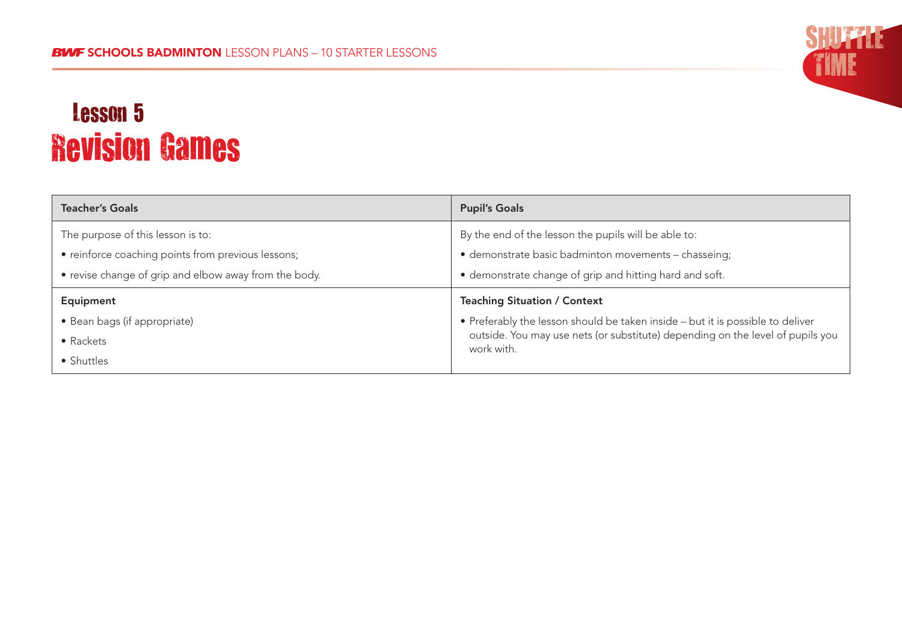# Lesson 5
# Revision Games

| Teacher's Goals | Pupil's Goals |
| --- | --- |
| The purpose of this lesson is to:<br>• reinforce coaching points from previous lessons;<br>• revise change of grip and elbow away from the body. | By the end of the lesson the pupils will be able to:<br>• demonstrate basic badminton movements – chasseing;<br>• demonstrate change of grip and hitting hard and soft. |
| **Equipment** | **Teaching Situation / Context** |
| • Bean bags (if appropriate)<br>• Rackets<br>• Shuttles | • Preferably the lesson should be taken inside – but it is possible to deliver outside. You may use nets (or substitute) depending on the level of pupils you work with. |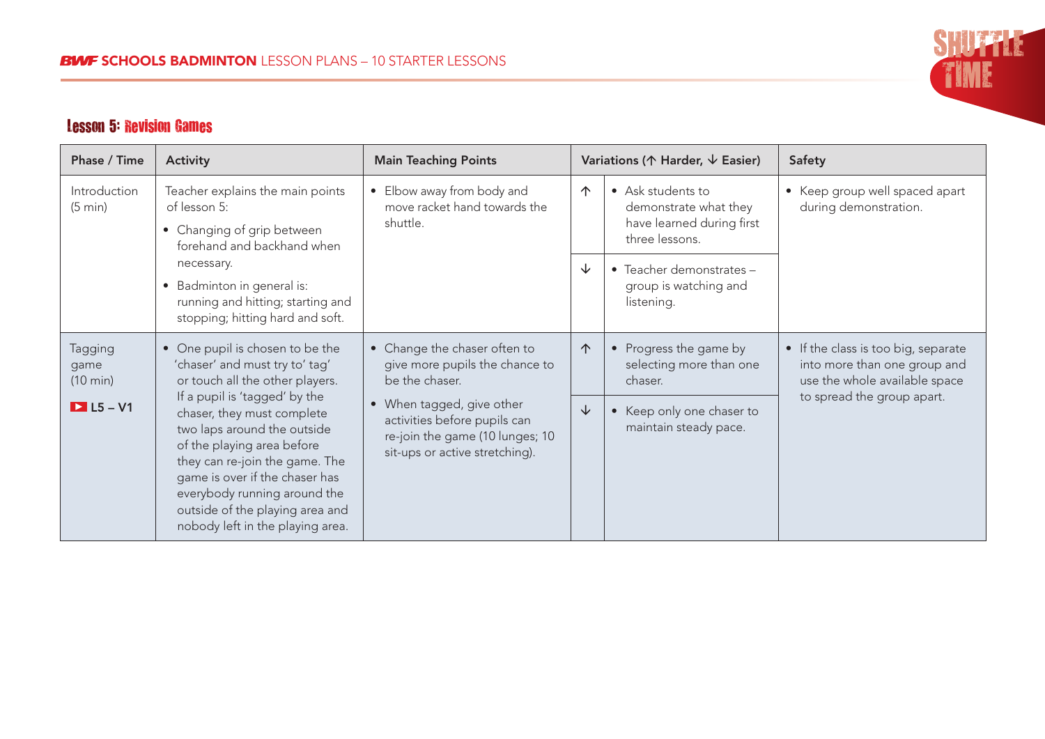## Lesson 5: Revision Games

| Phase / Time | Activity | Main Teaching Points | Variations (↑ Harder, ↓ Easier) | | Safety |
|---|---|---|---|---|---|
| Introduction (5 min) | Teacher explains the main points of lesson 5:<br>• Changing of grip between forehand and backhand when necessary.<br>• Badminton in general is: running and hitting; starting and stopping; hitting hard and soft. | • Elbow away from body and move racket hand towards the shuttle. | ↑ | • Ask students to demonstrate what they have learned during first three lessons. | • Keep group well spaced apart during demonstration. |
| | | | ↓ | • Teacher demonstrates – group is watching and listening. | |
| Tagging game (10 min)<br>L5 – V1 | • One pupil is chosen to be the 'chaser' and must try to' tag' or touch all the other players. If a pupil is 'tagged' by the chaser, they must complete two laps around the outside of the playing area before they can re-join the game. The game is over if the chaser has everybody running around the outside of the playing area and nobody left in the playing area. | • Change the chaser often to give more pupils the chance to be the chaser.<br>• When tagged, give other activities before pupils can re-join the game (10 lunges; 10 sit-ups or active stretching). | ↑ | • Progress the game by selecting more than one chaser. | • If the class is too big, separate into more than one group and use the whole available space to spread the group apart. |
| | | | ↓ | • Keep only one chaser to maintain steady pace. | |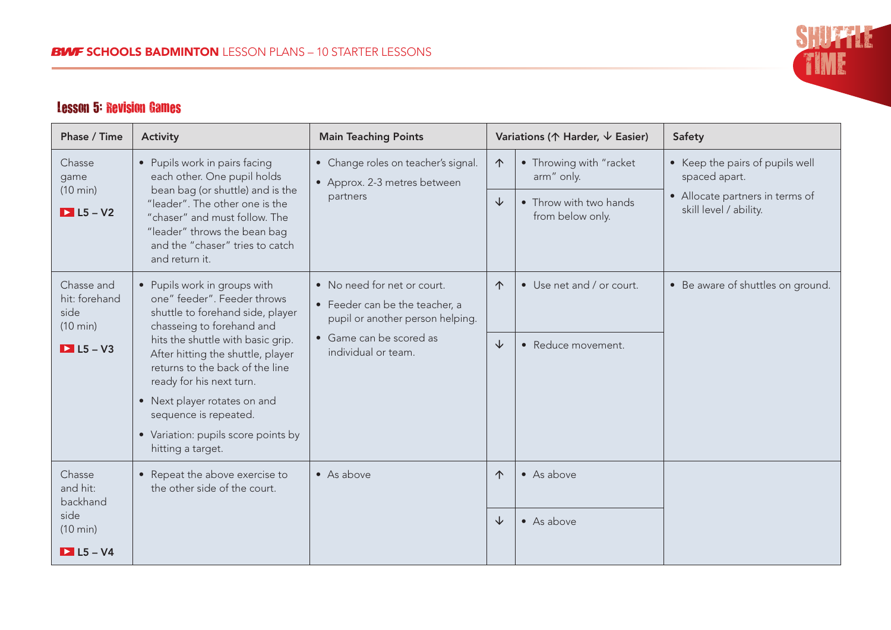## Lesson 5: Revision Games

| Phase / Time | Activity | Main Teaching Points | Variations (↑ Harder, ↓ Easier) | | Safety |
|---|---|---|---|---|---|
| Chasse game (10 min) L5 – V2 | • Pupils work in pairs facing each other. One pupil holds bean bag (or shuttle) and is the "leader". The other one is the "chaser" and must follow. The "leader" throws the bean bag and the "chaser" tries to catch and return it. | • Change roles on teacher's signal. • Approx. 2-3 metres between partners | ↑ | • Throwing with "racket arm" only. | • Keep the pairs of pupils well spaced apart. • Allocate partners in terms of skill level / ability. |
| | | | ↓ | • Throw with two hands from below only. | |
| Chasse and hit: forehand side (10 min) L5 – V3 | • Pupils work in groups with one" feeder". Feeder throws shuttle to forehand side, player chasseing to forehand and hits the shuttle with basic grip. After hitting the shuttle, player returns to the back of the line ready for his next turn. • Next player rotates on and sequence is repeated. • Variation: pupils score points by hitting a target. | • No need for net or court. • Feeder can be the teacher, a pupil or another person helping. • Game can be scored as individual or team. | ↑ | • Use net and / or court. | • Be aware of shuttles on ground. |
| | | | ↓ | • Reduce movement. | |
| Chasse and hit: backhand side (10 min) L5 – V4 | • Repeat the above exercise to the other side of the court. | • As above | ↑ | • As above | |
| | | | ↓ | • As above | |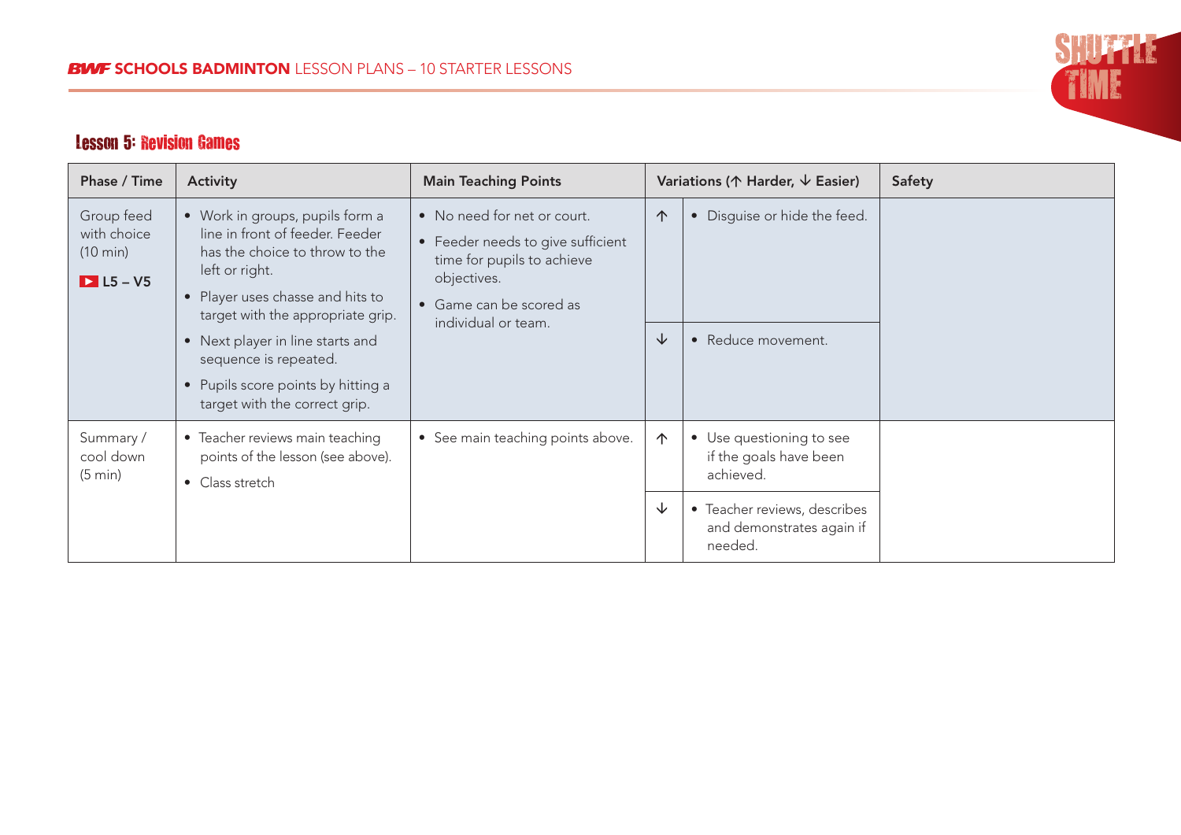## Lesson 5: Revision Games

| Phase / Time | Activity | Main Teaching Points | Variations (↑ Harder, ↓ Easier) | | Safety |
|---|---|---|---|---|---|
| Group feed with choice (10 min) L5 – V5 | • Work in groups, pupils form a line in front of feeder. Feeder has the choice to throw to the left or right.<br>• Player uses chasse and hits to target with the appropriate grip.<br>• Next player in line starts and sequence is repeated.<br>• Pupils score points by hitting a target with the correct grip. | • No need for net or court.<br>• Feeder needs to give sufficient time for pupils to achieve objectives.<br>• Game can be scored as individual or team. | ↑ | • Disguise or hide the feed. | |
| | | | ↓ | • Reduce movement. | |
| Summary / cool down (5 min) | • Teacher reviews main teaching points of the lesson (see above).<br>• Class stretch | • See main teaching points above. | ↑ | • Use questioning to see if the goals have been achieved. | |
| | | | ↓ | • Teacher reviews, describes and demonstrates again if needed. | |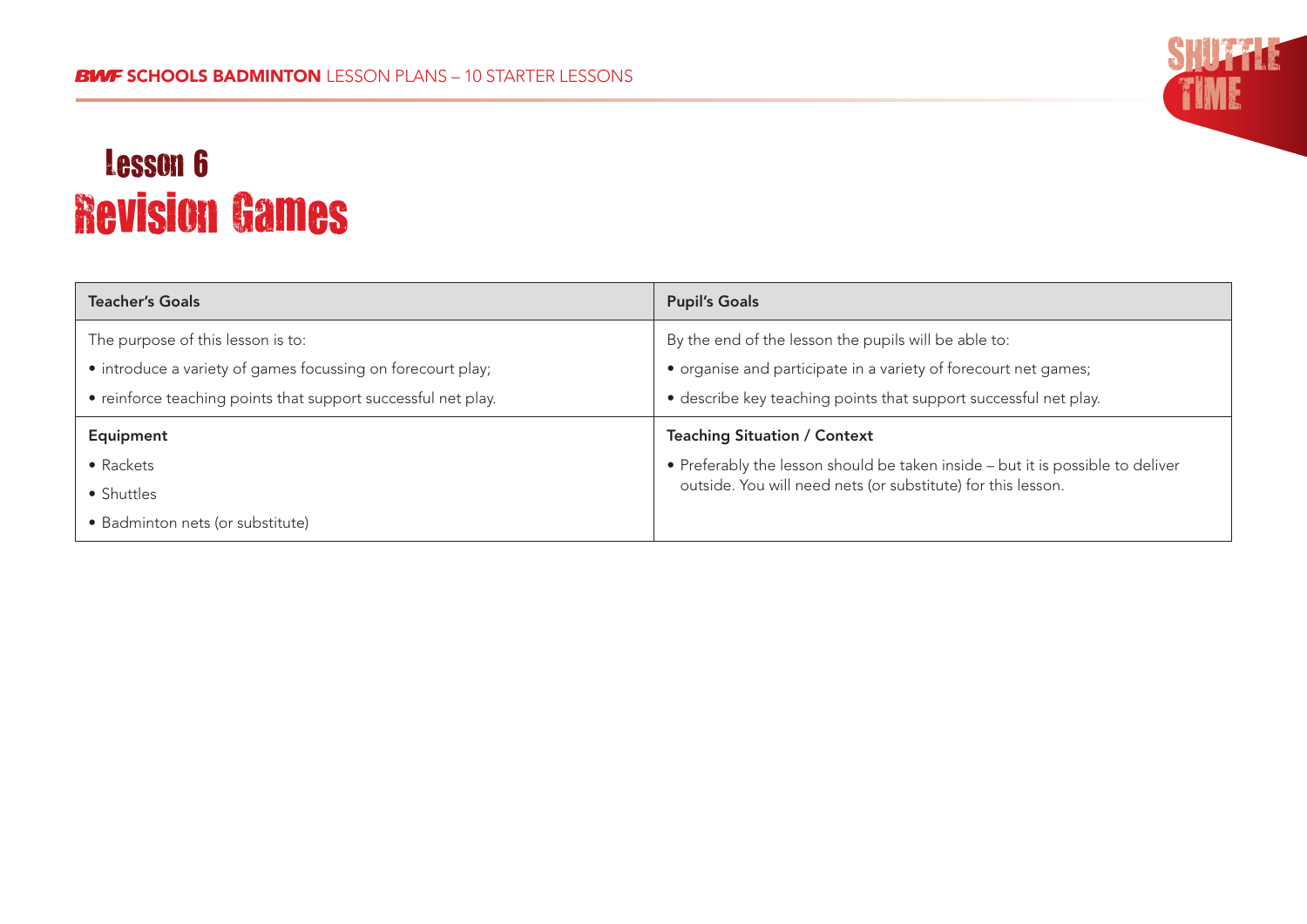# Lesson 6
## Revision Games

| Teacher's Goals | Pupil's Goals |
|---|---|
| The purpose of this lesson is to:<br>• introduce a variety of games focussing on forecourt play;<br>• reinforce teaching points that support successful net play. | By the end of the lesson the pupils will be able to:<br>• organise and participate in a variety of forecourt net games;<br>• describe key teaching points that support successful net play. |
| **Equipment**<br>• Rackets<br>• Shuttles<br>• Badminton nets (or substitute) | **Teaching Situation / Context**<br>• Preferably the lesson should be taken inside – but it is possible to deliver outside. You will need nets (or substitute) for this lesson. |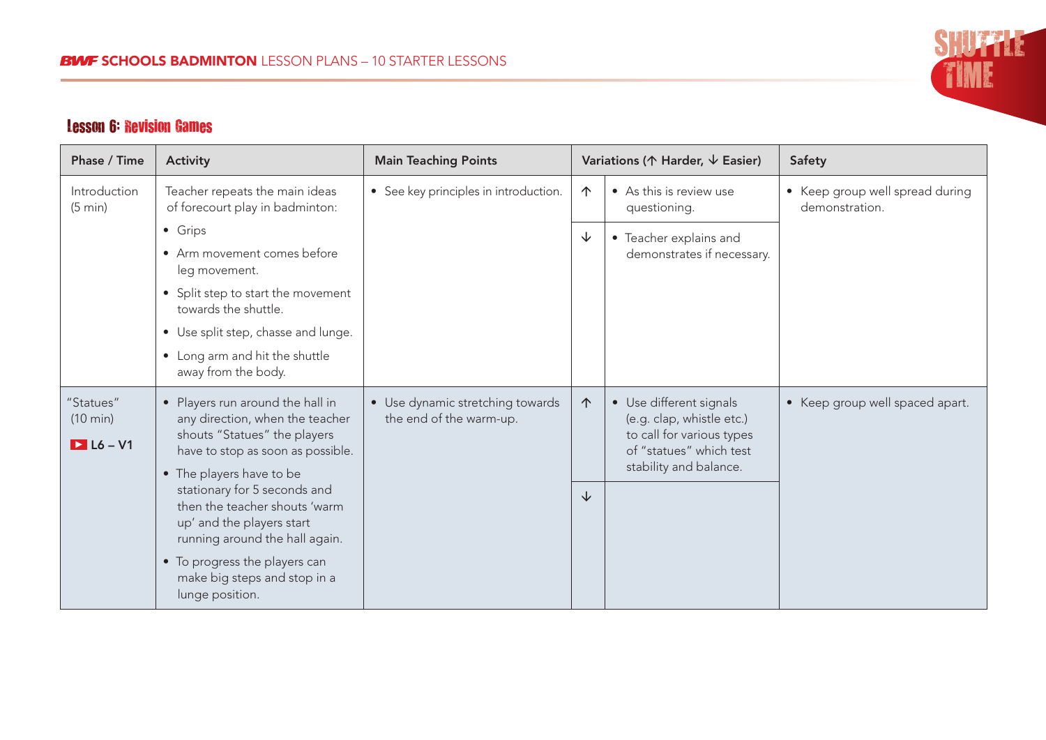## Lesson 6: Revision Games

| Phase / Time | Activity | Main Teaching Points | Variations (↑ Harder, ↓ Easier) | | Safety |
|---|---|---|---|---|---|
| Introduction (5 min) | Teacher repeats the main ideas of forecourt play in badminton:<br>• Grips<br>• Arm movement comes before leg movement.<br>• Split step to start the movement towards the shuttle.<br>• Use split step, chasse and lunge.<br>• Long arm and hit the shuttle away from the body. | • See key principles in introduction. | ↑ | • As this is review use questioning. | • Keep group well spread during demonstration. |
| | | | ↓ | • Teacher explains and demonstrates if necessary. | |
| "Statues" (10 min)<br>L6 – V1 | • Players run around the hall in any direction, when the teacher shouts "Statues" the players have to stop as soon as possible.<br>• The players have to be stationary for 5 seconds and then the teacher shouts 'warm up' and the players start running around the hall again.<br>• To progress the players can make big steps and stop in a lunge position. | • Use dynamic stretching towards the end of the warm-up. | ↑ | • Use different signals (e.g. clap, whistle etc.) to call for various types of "statues" which test stability and balance. | • Keep group well spaced apart. |
| | | | ↓ | | |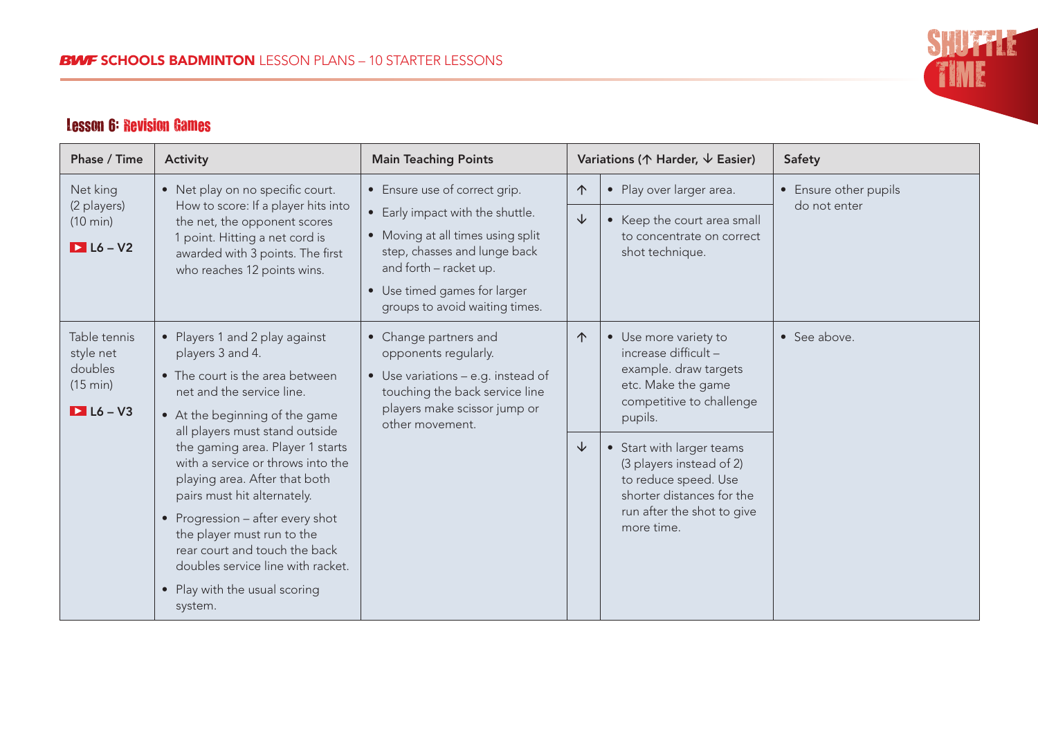## Lesson 6: Revision Games

| Phase / Time | Activity | Main Teaching Points | Variations (↑ Harder, ↓ Easier) | | Safety |
|---|---|---|---|---|---|
| Net king (2 players) (10 min) L6 – V2 | • Net play on no specific court. How to score: If a player hits into the net, the opponent scores 1 point. Hitting a net cord is awarded with 3 points. The first who reaches 12 points wins. | • Ensure use of correct grip. • Early impact with the shuttle. • Moving at all times using split step, chasses and lunge back and forth – racket up. • Use timed games for larger groups to avoid waiting times. | ↑ | • Play over larger area. | • Ensure other pupils do not enter |
| | | | ↓ | • Keep the court area small to concentrate on correct shot technique. | |
| Table tennis style net doubles (15 min) L6 – V3 | • Players 1 and 2 play against players 3 and 4. • The court is the area between net and the service line. • At the beginning of the game all players must stand outside the gaming area. Player 1 starts with a service or throws into the playing area. After that both pairs must hit alternately. • Progression – after every shot the player must run to the rear court and touch the back doubles service line with racket. • Play with the usual scoring system. | • Change partners and opponents regularly. • Use variations – e.g. instead of touching the back service line players make scissor jump or other movement. | ↑ | • Use more variety to increase difficult – example. draw targets etc. Make the game competitive to challenge pupils. | • See above. |
| | | | ↓ | • Start with larger teams (3 players instead of 2) to reduce speed. Use shorter distances for the run after the shot to give more time. | |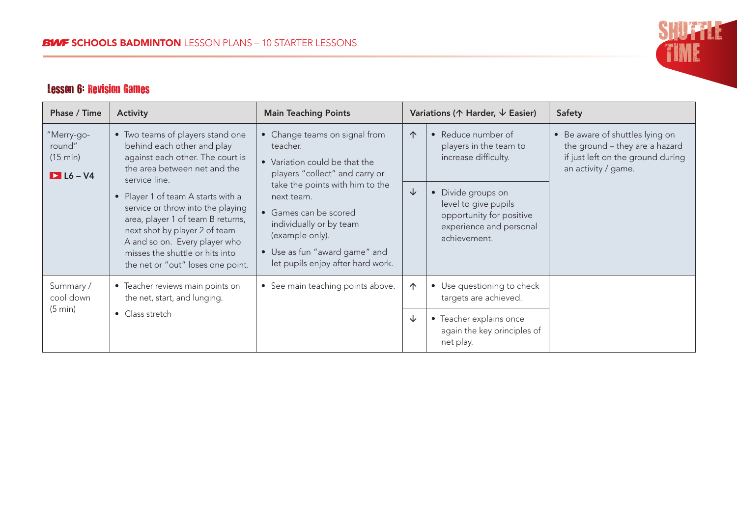## Lesson 6: Revision Games

| Phase / Time | Activity | Main Teaching Points | Variations (↑ Harder, ↓ Easier) | | Safety |
|---|---|---|---|---|---|
| "Merry-go-round" (15 min) L6 – V4 | • Two teams of players stand one behind each other and play against each other. The court is the area between net and the service line.<br>• Player 1 of team A starts with a service or throw into the playing area, player 1 of team B returns, next shot by player 2 of team A and so on. Every player who misses the shuttle or hits into the net or "out" loses one point. | • Change teams on signal from teacher.<br>• Variation could be that the players "collect" and carry or take the points with him to the next team.<br>• Games can be scored individually or by team (example only).<br>• Use as fun "award game" and let pupils enjoy after hard work. | ↑ | • Reduce number of players in the team to increase difficulty. | • Be aware of shuttles lying on the ground – they are a hazard if just left on the ground during an activity / game. |
| | | | ↓ | • Divide groups on level to give pupils opportunity for positive experience and personal achievement. | |
| Summary / cool down (5 min) | • Teacher reviews main points on the net, start, and lunging.<br>• Class stretch | • See main teaching points above. | ↑ | • Use questioning to check targets are achieved. | |
| | | | ↓ | • Teacher explains once again the key principles of net play. | |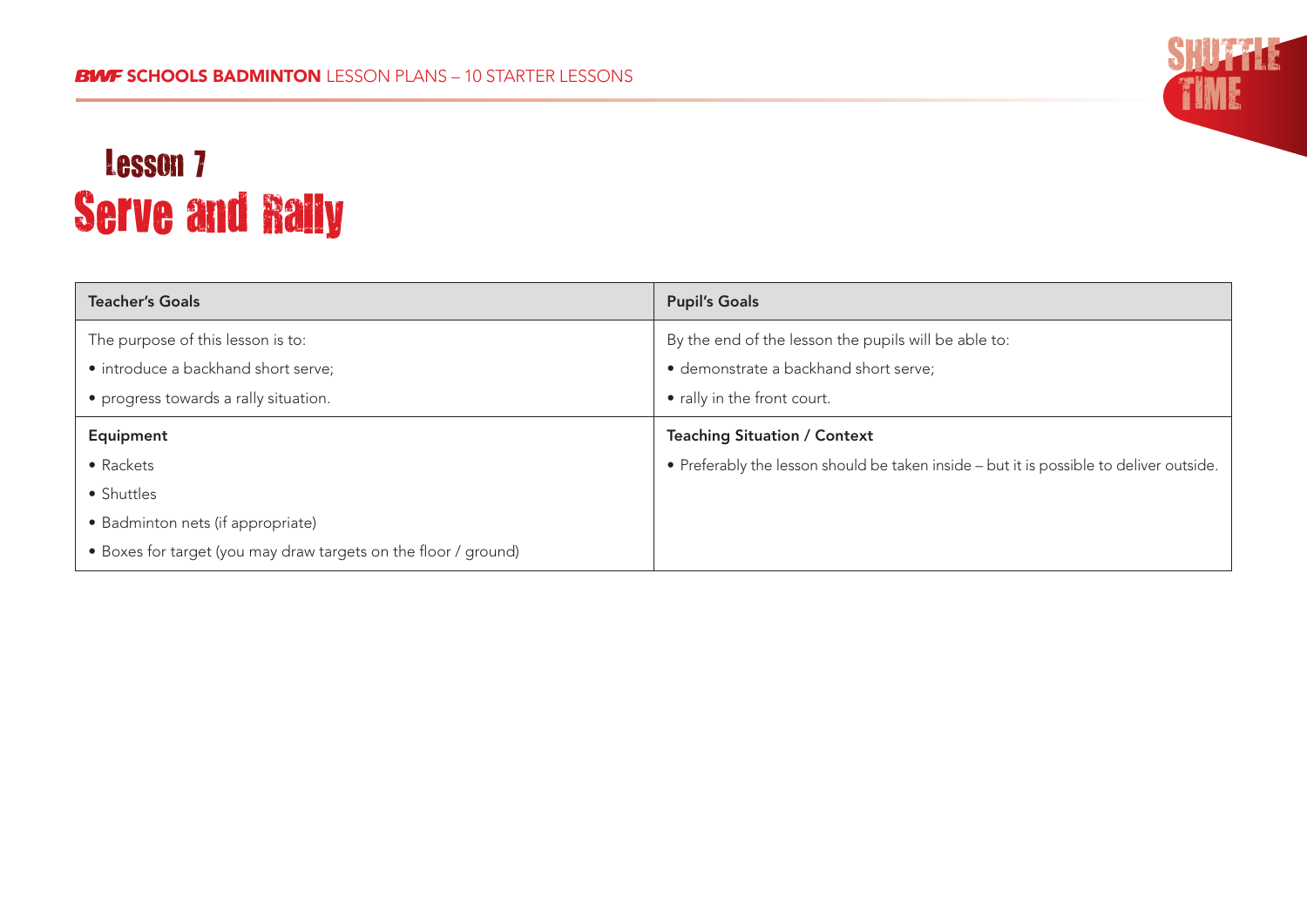# Lesson 7
# Serve and Rally

| Teacher's Goals | Pupil's Goals |
|---|---|
| The purpose of this lesson is to:<br>• introduce a backhand short serve;<br>• progress towards a rally situation. | By the end of the lesson the pupils will be able to:<br>• demonstrate a backhand short serve;<br>• rally in the front court. |
| **Equipment** | **Teaching Situation / Context** |
| • Rackets<br>• Shuttles<br>• Badminton nets (if appropriate)<br>• Boxes for target (you may draw targets on the floor / ground) | • Preferably the lesson should be taken inside – but it is possible to deliver outside. |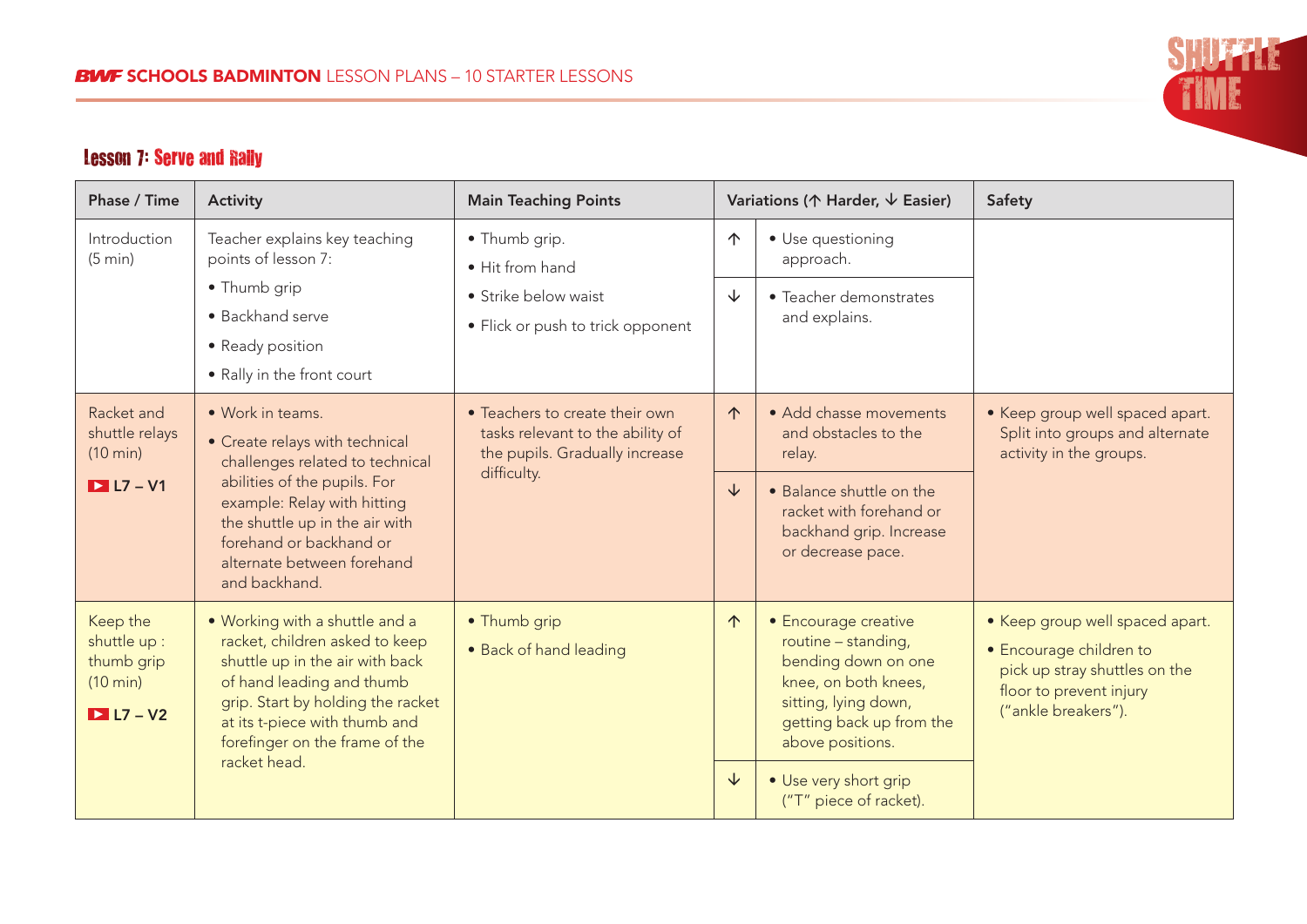## Lesson 7: Serve and Rally

| Phase / Time | Activity | Main Teaching Points | Variations (↑ Harder, ↓ Easier) | | Safety |
|---|---|---|---|---|---|
| Introduction (5 min) | Teacher explains key teaching points of lesson 7: • Thumb grip • Backhand serve • Ready position • Rally in the front court | • Thumb grip. • Hit from hand • Strike below waist • Flick or push to trick opponent | ↑ | • Use questioning approach. | |
| | | | ↓ | • Teacher demonstrates and explains. | |
| Racket and shuttle relays (10 min) L7 – V1 | • Work in teams. • Create relays with technical challenges related to technical abilities of the pupils. For example: Relay with hitting the shuttle up in the air with forehand or backhand or alternate between forehand and backhand. | • Teachers to create their own tasks relevant to the ability of the pupils. Gradually increase difficulty. | ↑ | • Add chasse movements and obstacles to the relay. | • Keep group well spaced apart. Split into groups and alternate activity in the groups. |
| | | | ↓ | • Balance shuttle on the racket with forehand or backhand grip. Increase or decrease pace. | |
| Keep the shuttle up : thumb grip (10 min) L7 – V2 | • Working with a shuttle and a racket, children asked to keep shuttle up in the air with back of hand leading and thumb grip. Start by holding the racket at its t-piece with thumb and forefinger on the frame of the racket head. | • Thumb grip • Back of hand leading | ↑ | • Encourage creative routine – standing, bending down on one knee, on both knees, sitting, lying down, getting back up from the above positions. | • Keep group well spaced apart. • Encourage children to pick up stray shuttles on the floor to prevent injury ("ankle breakers"). |
| | | | ↓ | • Use very short grip ("T" piece of racket). | |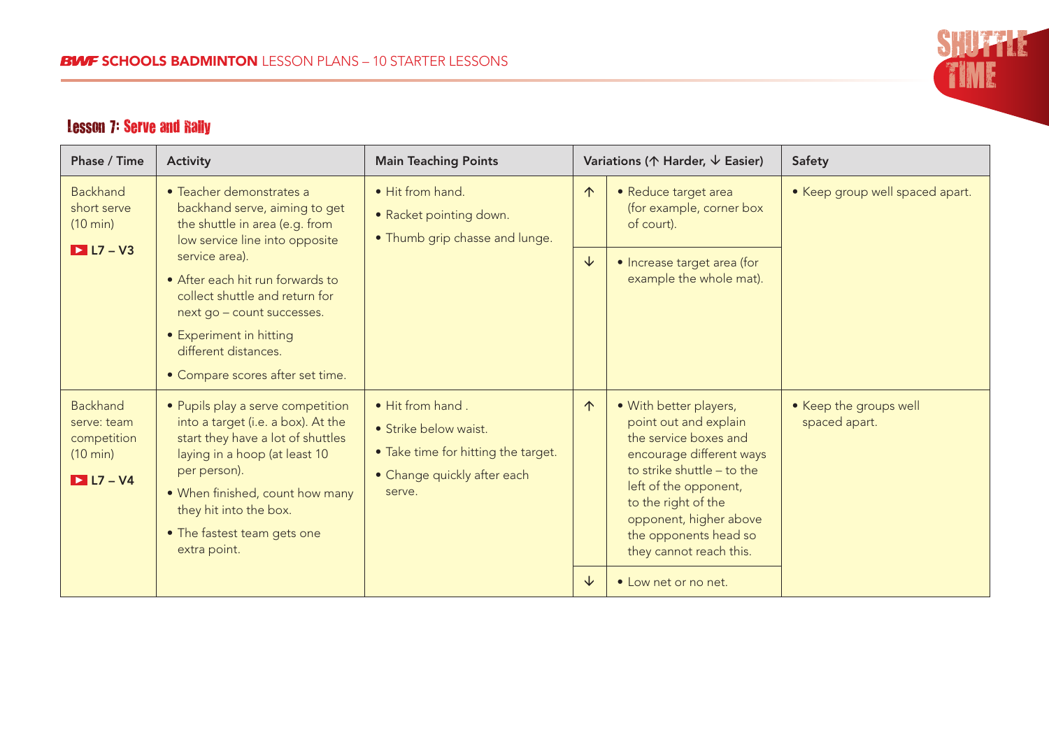## Lesson 7: Serve and Rally

| Phase / Time | Activity | Main Teaching Points | Variations (↑ Harder, ↓ Easier) | | Safety |
|---|---|---|---|---|---|
| Backhand short serve (10 min) ▶ L7 – V3 | • Teacher demonstrates a backhand serve, aiming to get the shuttle in area (e.g. from low service line into opposite service area).<br>• After each hit run forwards to collect shuttle and return for next go – count successes.<br>• Experiment in hitting different distances.<br>• Compare scores after set time. | • Hit from hand.<br>• Racket pointing down.<br>• Thumb grip chasse and lunge. | ↑ | • Reduce target area (for example, corner box of court). | • Keep group well spaced apart. |
| | | | ↓ | • Increase target area (for example the whole mat). | |
| Backhand serve: team competition (10 min) ▶ L7 – V4 | • Pupils play a serve competition into a target (i.e. a box). At the start they have a lot of shuttles laying in a hoop (at least 10 per person).<br>• When finished, count how many they hit into the box.<br>• The fastest team gets one extra point. | • Hit from hand .<br>• Strike below waist.<br>• Take time for hitting the target.<br>• Change quickly after each serve. | ↑ | • With better players, point out and explain the service boxes and encourage different ways to strike shuttle – to the left of the opponent, to the right of the opponent, higher above the opponents head so they cannot reach this. | • Keep the groups well spaced apart. |
| | | | ↓ | • Low net or no net. | |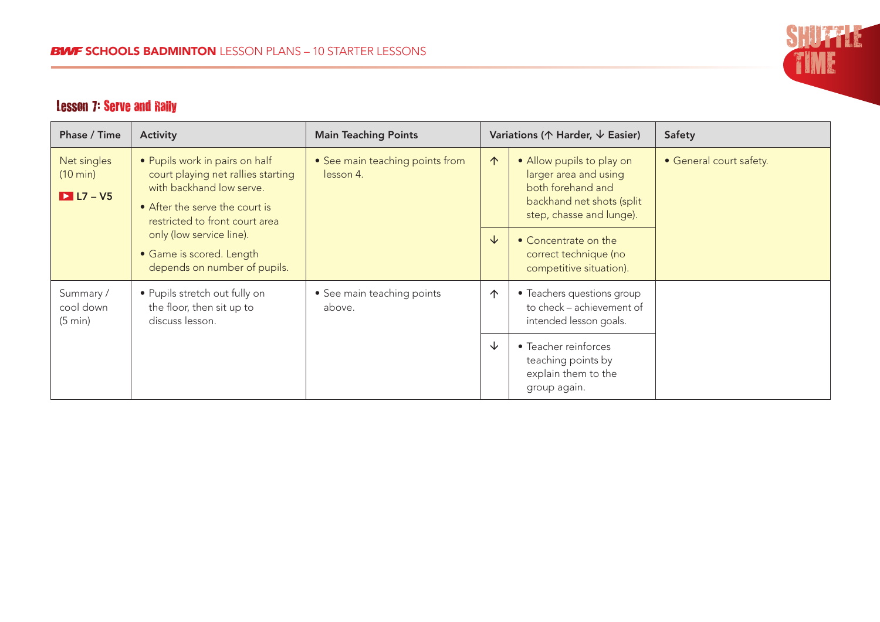## Lesson 7: Serve and Rally

| Phase / Time | Activity | Main Teaching Points | Variations (↑ Harder, ↓ Easier) | | Safety |
|---|---|---|---|---|---|
| Net singles (10 min) ▶ L7 – V5 | • Pupils work in pairs on half court playing net rallies starting with backhand low serve. • After the serve the court is restricted to front court area only (low service line). • Game is scored. Length depends on number of pupils. | • See main teaching points from lesson 4. | ↑ | • Allow pupils to play on larger area and using both forehand and backhand net shots (split step, chasse and lunge). | • General court safety. |
| | | | ↓ | • Concentrate on the correct technique (no competitive situation). | |
| Summary / cool down (5 min) | • Pupils stretch out fully on the floor, then sit up to discuss lesson. | • See main teaching points above. | ↑ | • Teachers questions group to check – achievement of intended lesson goals. | |
| | | | ↓ | • Teacher reinforces teaching points by explain them to the group again. | |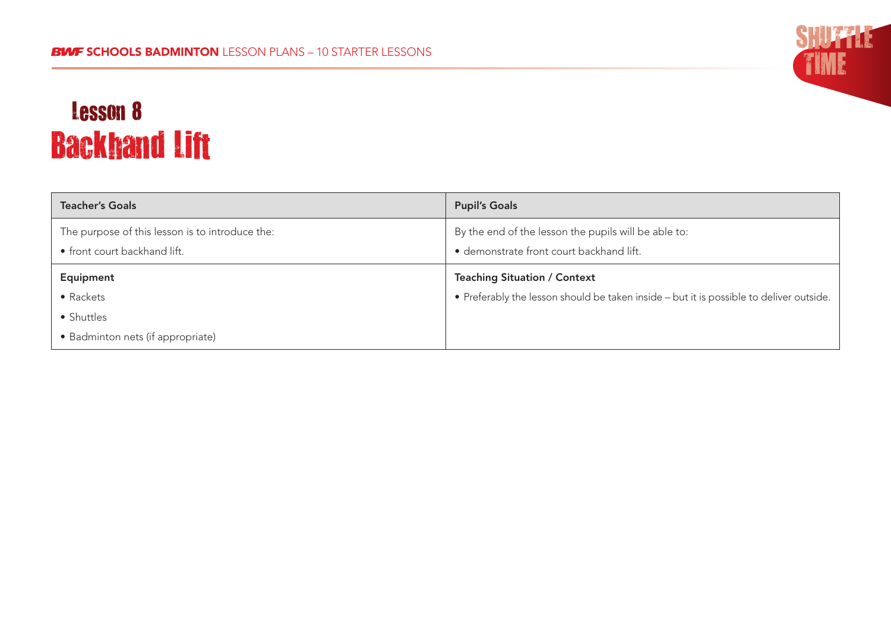# Lesson 8
## Backhand Lift

| Teacher's Goals | Pupil's Goals |
|---|---|
| The purpose of this lesson is to introduce the:<br>• front court backhand lift. | By the end of the lesson the pupils will be able to:<br>• demonstrate front court backhand lift. |
| **Equipment**<br>• Rackets<br>• Shuttles<br>• Badminton nets (if appropriate) | **Teaching Situation / Context**<br>• Preferably the lesson should be taken inside – but it is possible to deliver outside. |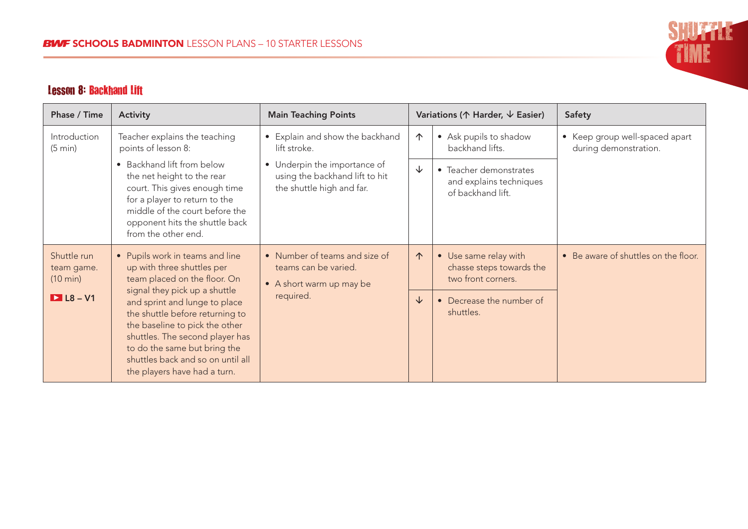## Lesson 8: Backhand Lift

| Phase / Time | Activity | Main Teaching Points | Variations (↑ Harder, ↓ Easier) | | Safety |
|---|---|---|---|---|---|
| Introduction (5 min) | Teacher explains the teaching points of lesson 8: <br>• Backhand lift from below the net height to the rear court. This gives enough time for a player to return to the middle of the court before the opponent hits the shuttle back from the other end. | • Explain and show the backhand lift stroke.<br>• Underpin the importance of using the backhand lift to hit the shuttle high and far. | ↑ | • Ask pupils to shadow backhand lifts. | • Keep group well-spaced apart during demonstration. |
| | | | ↓ | • Teacher demonstrates and explains techniques of backhand lift. | |
| Shuttle run team game. (10 min)<br>L8 – V1 | • Pupils work in teams and line up with three shuttles per team placed on the floor. On signal they pick up a shuttle and sprint and lunge to place the shuttle before returning to the baseline to pick the other shuttles. The second player has to do the same but bring the shuttles back and so on until all the players have had a turn. | • Number of teams and size of teams can be varied.<br>• A short warm up may be required. | ↑ | • Use same relay with chasse steps towards the two front corners. | • Be aware of shuttles on the floor. |
| | | | ↓ | • Decrease the number of shuttles. | |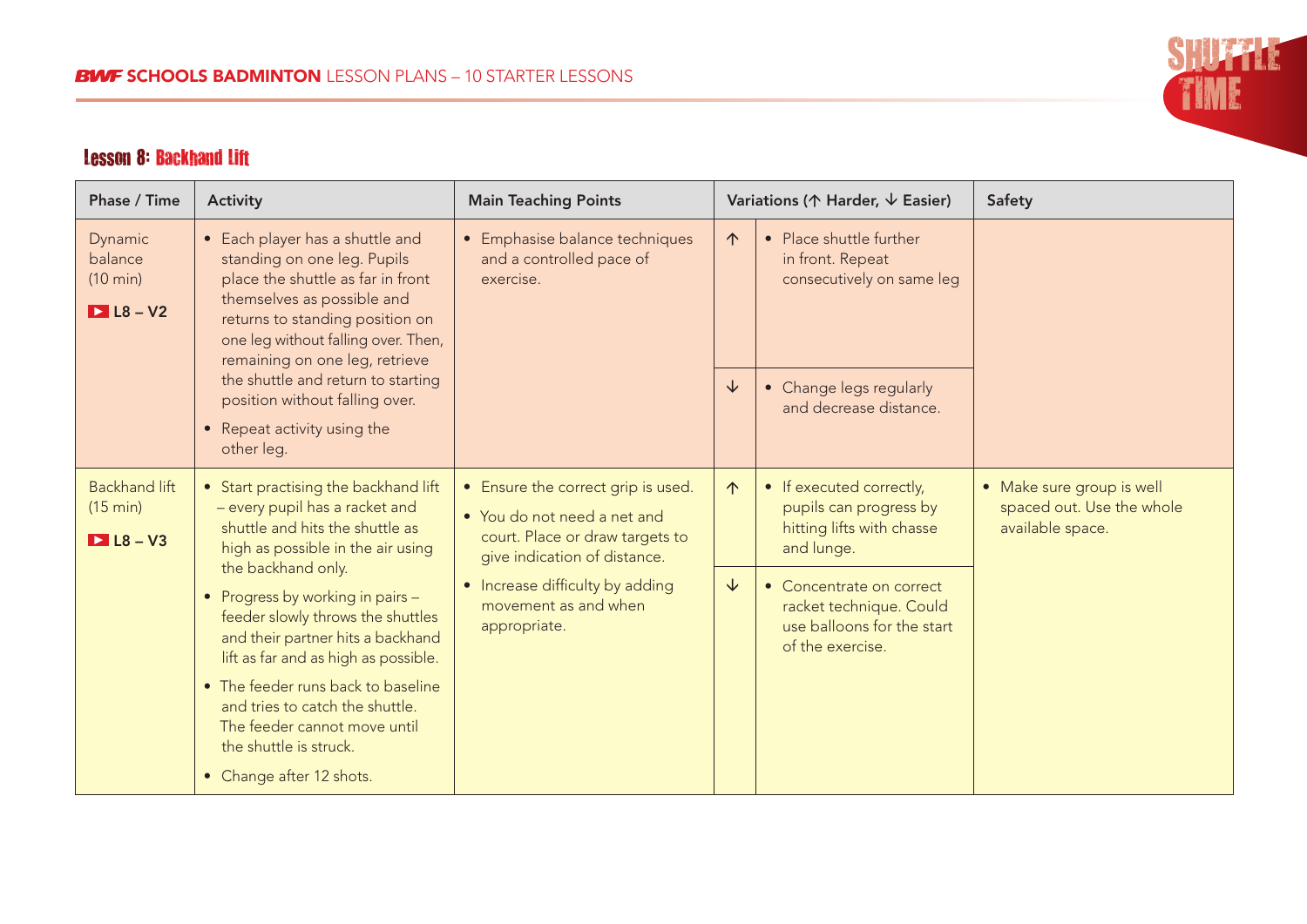## Lesson 8: Backhand Lift

| Phase / Time | Activity | Main Teaching Points | Variations (↑ Harder, ↓ Easier) | | Safety |
|---|---|---|---|---|---|
| Dynamic balance (10 min) ▶ L8 – V2 | • Each player has a shuttle and standing on one leg. Pupils place the shuttle as far in front themselves as possible and returns to standing position on one leg without falling over. Then, remaining on one leg, retrieve the shuttle and return to starting position without falling over. • Repeat activity using the other leg. | • Emphasise balance techniques and a controlled pace of exercise. | ↑ | • Place shuttle further in front. Repeat consecutively on same leg | |
| | | | ↓ | • Change legs regularly and decrease distance. | |
| Backhand lift (15 min) ▶ L8 – V3 | • Start practising the backhand lift – every pupil has a racket and shuttle and hits the shuttle as high as possible in the air using the backhand only. • Progress by working in pairs – feeder slowly throws the shuttles and their partner hits a backhand lift as far and as high as possible. • The feeder runs back to baseline and tries to catch the shuttle. The feeder cannot move until the shuttle is struck. • Change after 12 shots. | • Ensure the correct grip is used. • You do not need a net and court. Place or draw targets to give indication of distance. • Increase difficulty by adding movement as and when appropriate. | ↑ | • If executed correctly, pupils can progress by hitting lifts with chasse and lunge. | • Make sure group is well spaced out. Use the whole available space. |
| | | | ↓ | • Concentrate on correct racket technique. Could use balloons for the start of the exercise. | |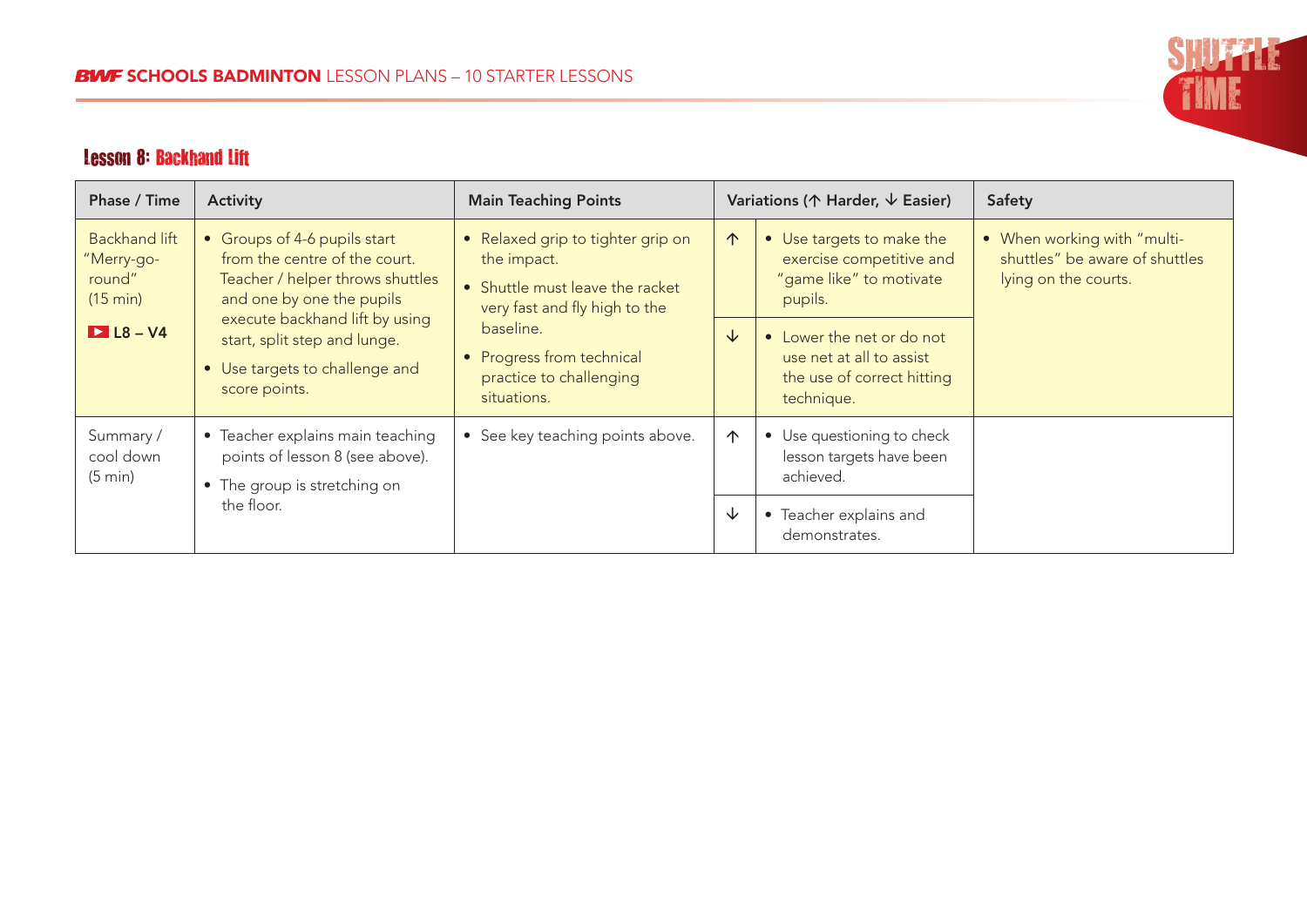## Lesson 8: Backhand Lift

| Phase / Time | Activity | Main Teaching Points | Variations (↑ Harder, ↓ Easier) | | Safety |
|---|---|---|---|---|---|
| Backhand lift "Merry-go-round" (15 min) L8 – V4 | • Groups of 4-6 pupils start from the centre of the court. Teacher / helper throws shuttles and one by one the pupils execute backhand lift by using start, split step and lunge.<br>• Use targets to challenge and score points. | • Relaxed grip to tighter grip on the impact.<br>• Shuttle must leave the racket very fast and fly high to the baseline.<br>• Progress from technical practice to challenging situations. | ↑ | • Use targets to make the exercise competitive and "game like" to motivate pupils. | • When working with "multi-shuttles" be aware of shuttles lying on the courts. |
| | | | ↓ | • Lower the net or do not use net at all to assist the use of correct hitting technique. | |
| Summary / cool down (5 min) | • Teacher explains main teaching points of lesson 8 (see above).<br>• The group is stretching on the floor. | • See key teaching points above. | ↑ | • Use questioning to check lesson targets have been achieved. | |
| | | | ↓ | • Teacher explains and demonstrates. | |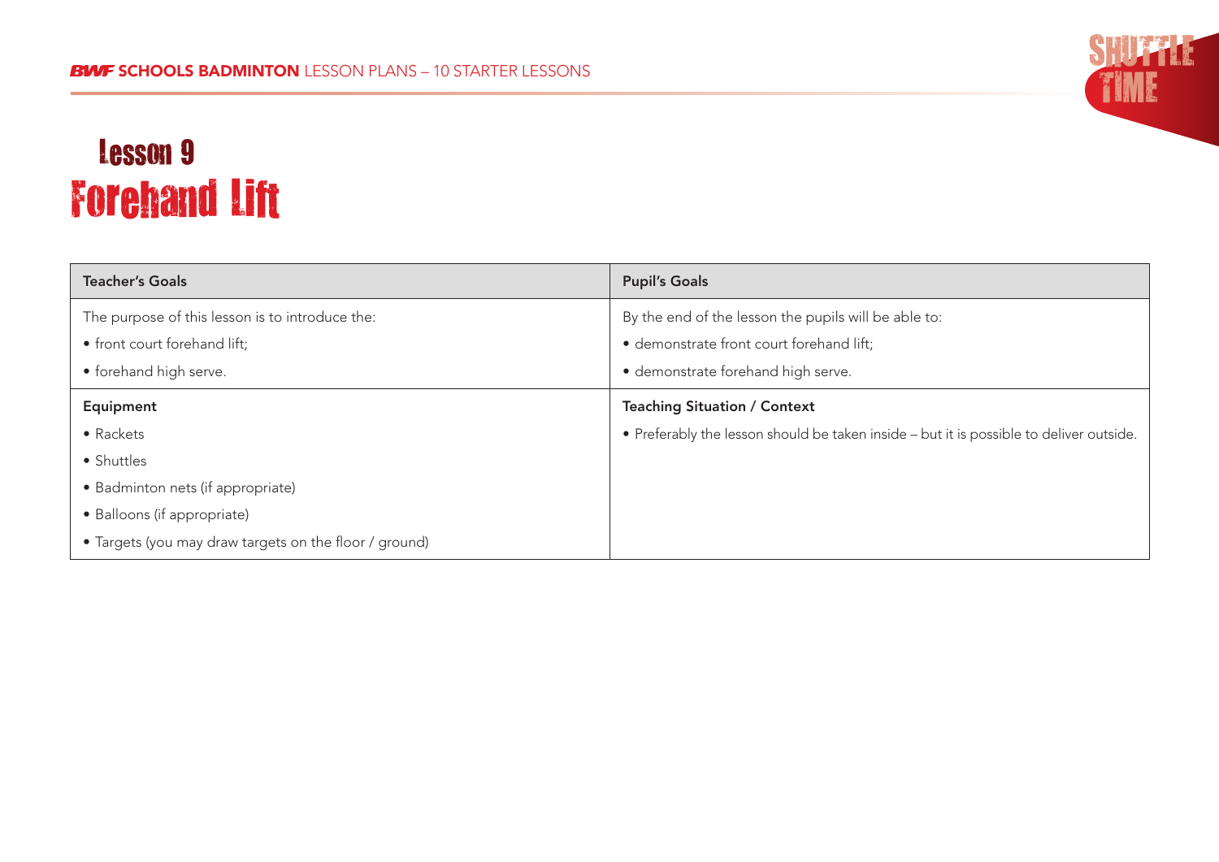# Lesson 9

# Forehand Lift

| Teacher's Goals | Pupil's Goals |
|---|---|
| The purpose of this lesson is to introduce the:<br>• front court forehand lift;<br>• forehand high serve. | By the end of the lesson the pupils will be able to:<br>• demonstrate front court forehand lift;<br>• demonstrate forehand high serve. |
| **Equipment** | **Teaching Situation / Context** |
| • Rackets<br>• Shuttles<br>• Badminton nets (if appropriate)<br>• Balloons (if appropriate)<br>• Targets (you may draw targets on the floor / ground) | • Preferably the lesson should be taken inside – but it is possible to deliver outside. |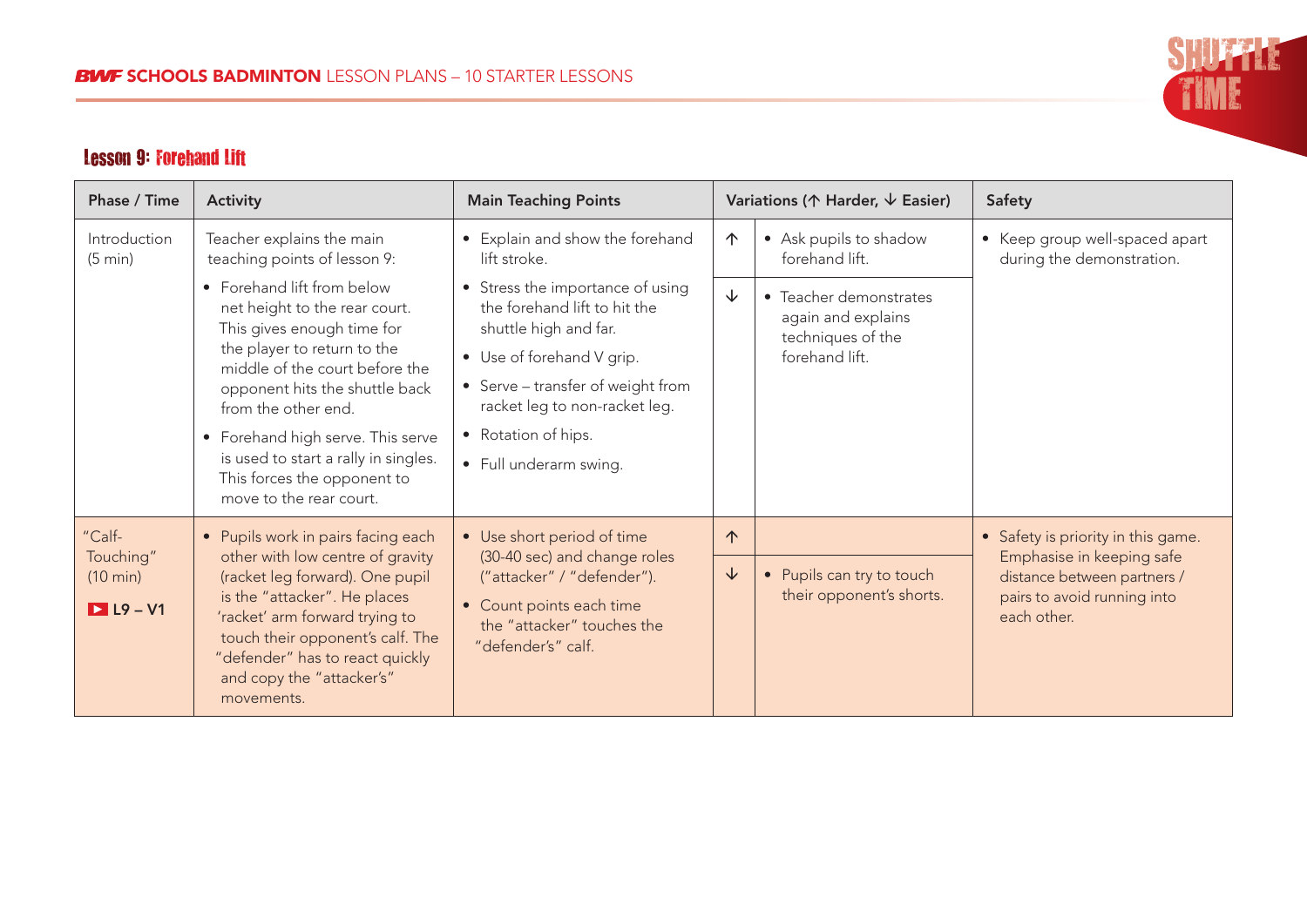## Lesson 9: Forehand Lift

| Phase / Time | Activity | Main Teaching Points | Variations (↑ Harder, ↓ Easier) | | Safety |
|---|---|---|---|---|---|
| Introduction (5 min) | Teacher explains the main teaching points of lesson 9:<br>• Forehand lift from below net height to the rear court. This gives enough time for the player to return to the middle of the court before the opponent hits the shuttle back from the other end.<br>• Forehand high serve. This serve is used to start a rally in singles. This forces the opponent to move to the rear court. | • Explain and show the forehand lift stroke.<br>• Stress the importance of using the forehand lift to hit the shuttle high and far.<br>• Use of forehand V grip.<br>• Serve – transfer of weight from racket leg to non-racket leg.<br>• Rotation of hips.<br>• Full underarm swing. | ↑ | • Ask pupils to shadow forehand lift. | • Keep group well-spaced apart during the demonstration. |
| | | | ↓ | • Teacher demonstrates again and explains techniques of the forehand lift. | |
| "Calf-Touching" (10 min)<br>L9 – V1 | • Pupils work in pairs facing each other with low centre of gravity (racket leg forward). One pupil is the "attacker". He places 'racket' arm forward trying to touch their opponent's calf. The "defender" has to react quickly and copy the "attacker's" movements. | • Use short period of time (30-40 sec) and change roles ("attacker" / "defender").<br>• Count points each time the "attacker" touches the "defender's" calf. | ↑ | | • Safety is priority in this game. Emphasise in keeping safe distance between partners / pairs to avoid running into each other. |
| | | | ↓ | • Pupils can try to touch their opponent's shorts. | |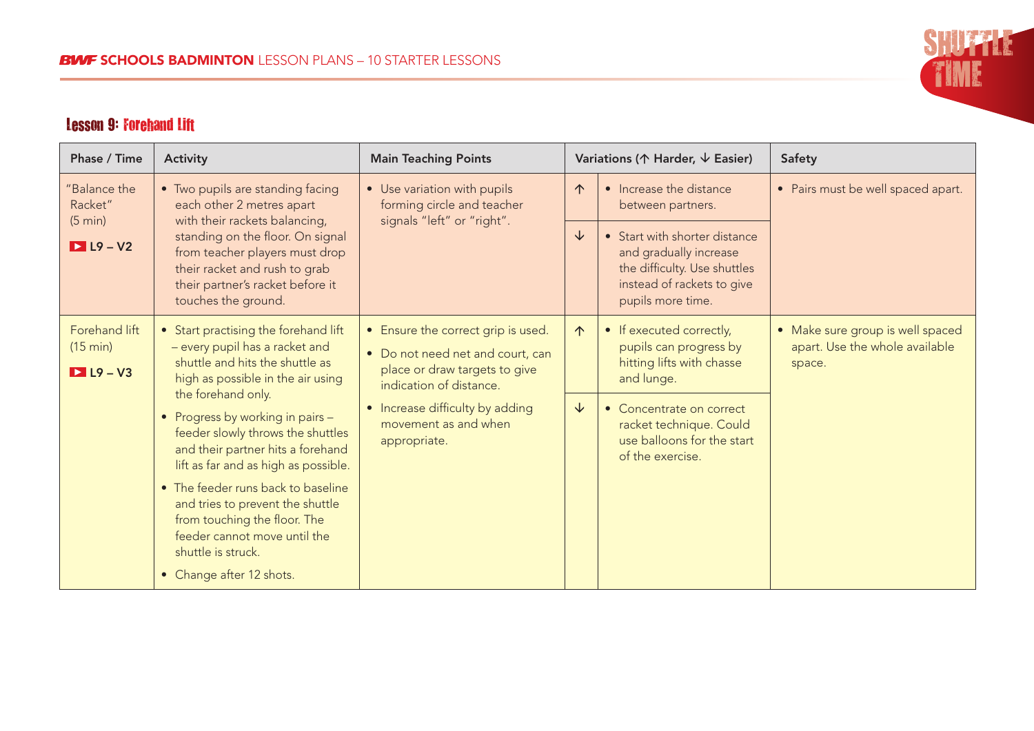## Lesson 9: Forehand Lift

| Phase / Time | Activity | Main Teaching Points | Variations (↑ Harder, ↓ Easier) | | Safety |
|---|---|---|---|---|---|
| "Balance the Racket" (5 min) L9 – V2 | • Two pupils are standing facing each other 2 metres apart with their rackets balancing, standing on the floor. On signal from teacher players must drop their racket and rush to grab their partner's racket before it touches the ground. | • Use variation with pupils forming circle and teacher signals "left" or "right". | ↑ | • Increase the distance between partners. | • Pairs must be well spaced apart. |
| | | | ↓ | • Start with shorter distance and gradually increase the difficulty. Use shuttles instead of rackets to give pupils more time. | |
| Forehand lift (15 min) L9 – V3 | • Start practising the forehand lift – every pupil has a racket and shuttle and hits the shuttle as high as possible in the air using the forehand only.<br>• Progress by working in pairs – feeder slowly throws the shuttles and their partner hits a forehand lift as far and as high as possible.<br>• The feeder runs back to baseline and tries to prevent the shuttle from touching the floor. The feeder cannot move until the shuttle is struck.<br>• Change after 12 shots. | • Ensure the correct grip is used.<br>• Do not need net and court, can place or draw targets to give indication of distance.<br>• Increase difficulty by adding movement as and when appropriate. | ↑ | • If executed correctly, pupils can progress by hitting lifts with chasse and lunge. | • Make sure group is well spaced apart. Use the whole available space. |
| | | | ↓ | • Concentrate on correct racket technique. Could use balloons for the start of the exercise. | |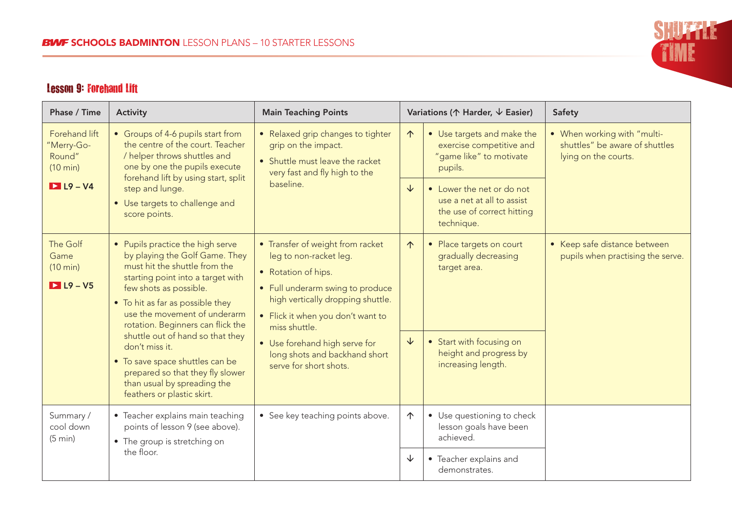## Lesson 9: Forehand Lift

| Phase / Time | Activity | Main Teaching Points | Variations (↑ Harder, ↓ Easier) | | Safety |
|---|---|---|---|---|---|
| Forehand lift "Merry-Go-Round" (10 min) L9 – V4 | • Groups of 4-6 pupils start from the centre of the court. Teacher / helper throws shuttles and one by one the pupils execute forehand lift by using start, split step and lunge.<br>• Use targets to challenge and score points. | • Relaxed grip changes to tighter grip on the impact.<br>• Shuttle must leave the racket very fast and fly high to the baseline. | ↑ | • Use targets and make the exercise competitive and "game like" to motivate pupils. | • When working with "multi-shuttles" be aware of shuttles lying on the courts. |
| | | | ↓ | • Lower the net or do not use a net at all to assist the use of correct hitting technique. | |
| The Golf Game (10 min) L9 – V5 | • Pupils practice the high serve by playing the Golf Game. They must hit the shuttle from the starting point into a target with few shots as possible.<br>• To hit as far as possible they use the movement of underarm rotation. Beginners can flick the shuttle out of hand so that they don't miss it.<br>• To save space shuttles can be prepared so that they fly slower than usual by spreading the feathers or plastic skirt. | • Transfer of weight from racket leg to non-racket leg.<br>• Rotation of hips.<br>• Full underarm swing to produce high vertically dropping shuttle.<br>• Flick it when you don't want to miss shuttle.<br>• Use forehand high serve for long shots and backhand short serve for short shots. | ↑ | • Place targets on court gradually decreasing target area. | • Keep safe distance between pupils when practising the serve. |
| | | | ↓ | • Start with focusing on height and progress by increasing length. | |
| Summary / cool down (5 min) | • Teacher explains main teaching points of lesson 9 (see above).<br>• The group is stretching on the floor. | • See key teaching points above. | ↑ | • Use questioning to check lesson goals have been achieved. | |
| | | | ↓ | • Teacher explains and demonstrates. | |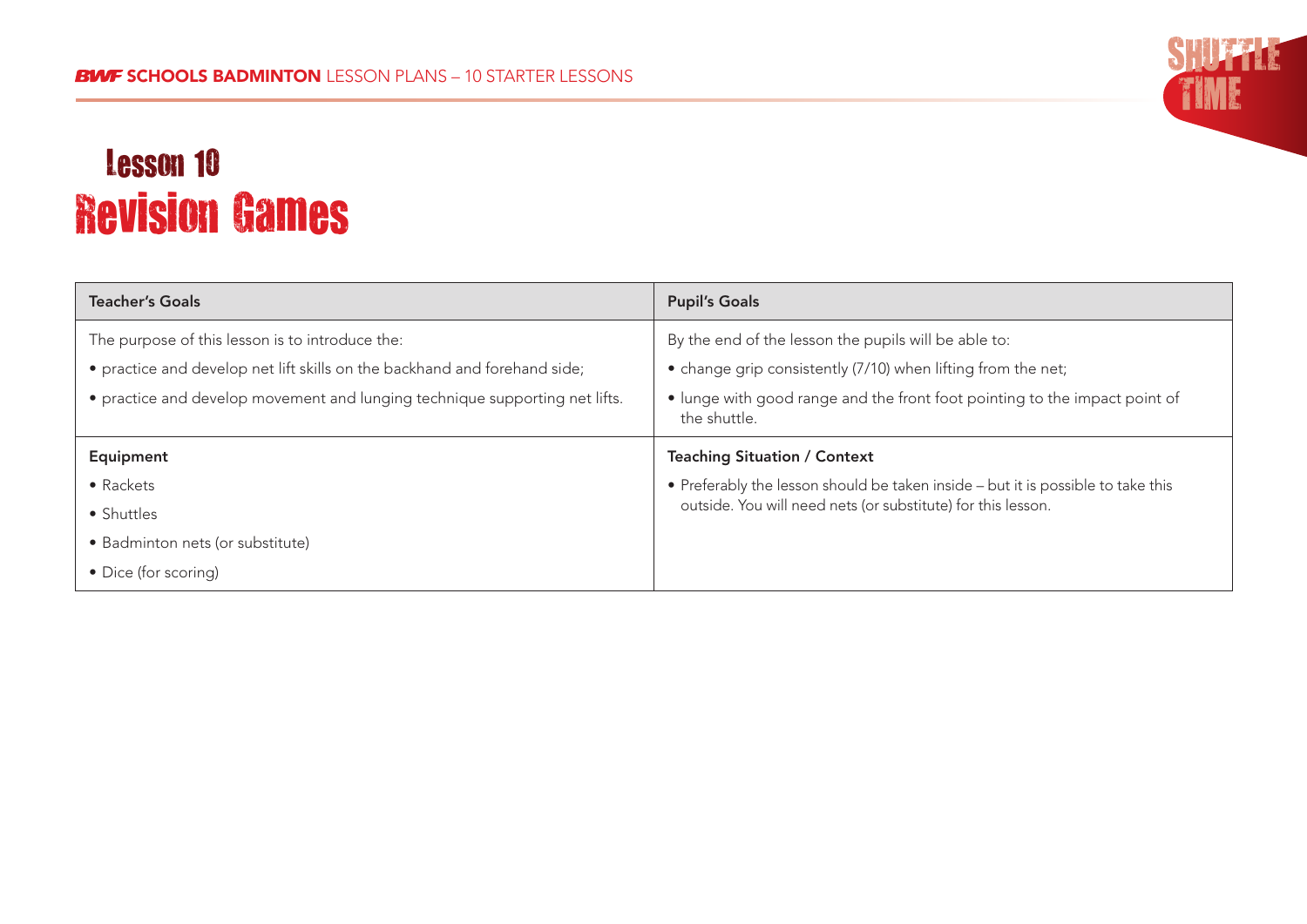# Lesson 10
# Revision Games

| Teacher's Goals | Pupil's Goals |
|---|---|
| The purpose of this lesson is to introduce the:<br>• practice and develop net lift skills on the backhand and forehand side;<br>• practice and develop movement and lunging technique supporting net lifts. | By the end of the lesson the pupils will be able to:<br>• change grip consistently (7/10) when lifting from the net;<br>• lunge with good range and the front foot pointing to the impact point of the shuttle. |
| **Equipment**<br>• Rackets<br>• Shuttles<br>• Badminton nets (or substitute)<br>• Dice (for scoring) | **Teaching Situation / Context**<br>• Preferably the lesson should be taken inside – but it is possible to take this outside. You will need nets (or substitute) for this lesson. |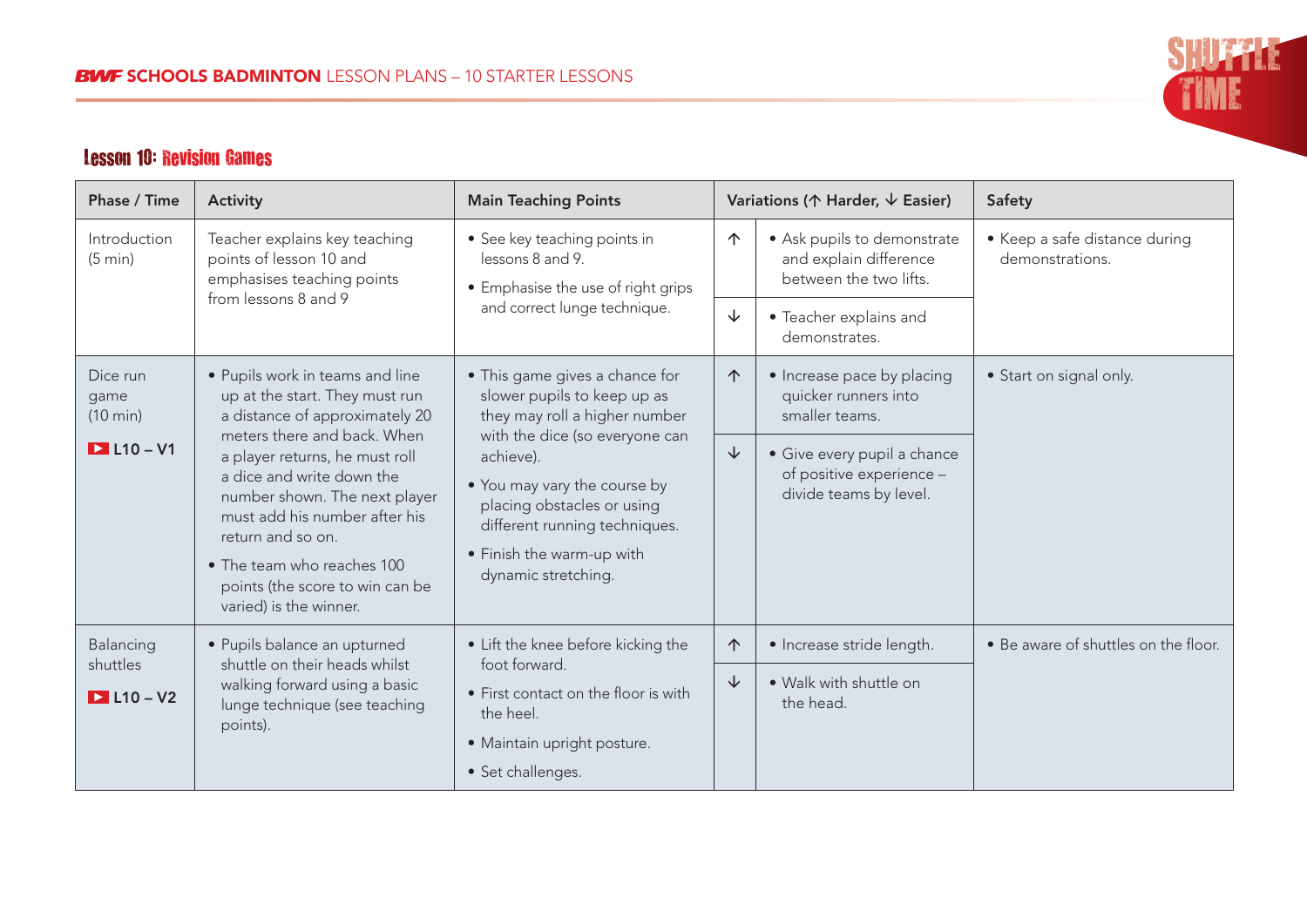## Lesson 10: Revision Games

| Phase / Time | Activity | Main Teaching Points | Variations (↑ Harder, ↓ Easier) | | Safety |
|---|---|---|---|---|---|
| Introduction (5 min) | Teacher explains key teaching points of lesson 10 and emphasises teaching points from lessons 8 and 9 | • See key teaching points in lessons 8 and 9.<br>• Emphasise the use of right grips and correct lunge technique. | ↑ | • Ask pupils to demonstrate and explain difference between the two lifts. | • Keep a safe distance during demonstrations. |
| | | | ↓ | • Teacher explains and demonstrates. | |
| Dice run game (10 min)<br>L10 – V1 | • Pupils work in teams and line up at the start. They must run a distance of approximately 20 meters there and back. When a player returns, he must roll a dice and write down the number shown. The next player must add his number after his return and so on.<br>• The team who reaches 100 points (the score to win can be varied) is the winner. | • This game gives a chance for slower pupils to keep up as they may roll a higher number with the dice (so everyone can achieve).<br>• You may vary the course by placing obstacles or using different running techniques.<br>• Finish the warm-up with dynamic stretching. | ↑ | • Increase pace by placing quicker runners into smaller teams. | • Start on signal only. |
| | | | ↓ | • Give every pupil a chance of positive experience – divide teams by level. | |
| Balancing shuttles<br>L10 – V2 | • Pupils balance an upturned shuttle on their heads whilst walking forward using a basic lunge technique (see teaching points). | • Lift the knee before kicking the foot forward.<br>• First contact on the floor is with the heel.<br>• Maintain upright posture.<br>• Set challenges. | ↑ | • Increase stride length. | • Be aware of shuttles on the floor. |
| | | | ↓ | • Walk with shuttle on the head. | |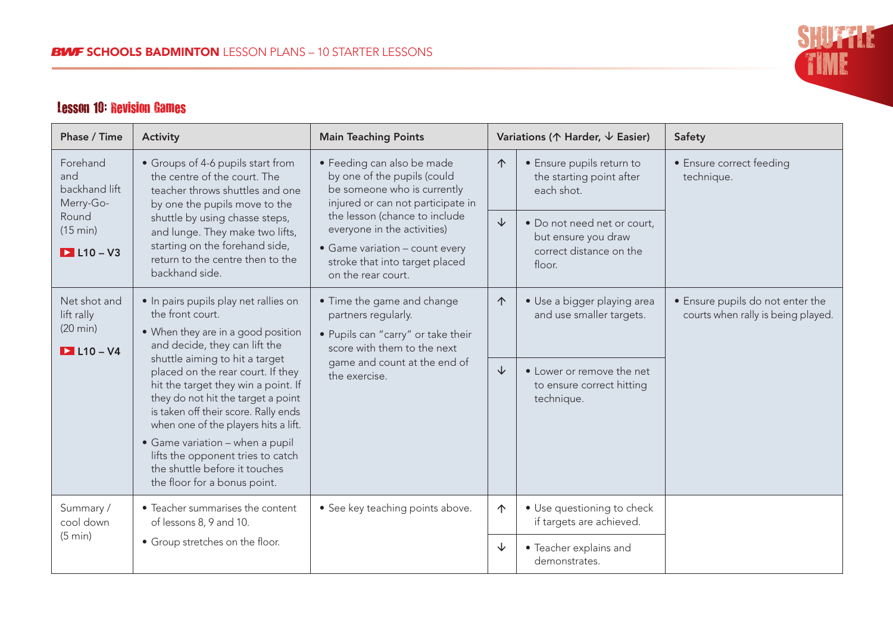## Lesson 10: Revision Games

| Phase / Time | Activity | Main Teaching Points | Variations (↑ Harder, ↓ Easier) | | Safety |
|---|---|---|---|---|---|
| Forehand and backhand lift Merry-Go-Round (15 min) L10 – V3 | • Groups of 4-6 pupils start from the centre of the court. The teacher throws shuttles and one by one the pupils move to the shuttle by using chasse steps, and lunge. They make two lifts, starting on the forehand side, return to the centre then to the backhand side. | • Feeding can also be made by one of the pupils (could be someone who is currently injured or can not participate in the lesson (chance to include everyone in the activities)<br>• Game variation – count every stroke that into target placed on the rear court. | ↑ | • Ensure pupils return to the starting point after each shot. | • Ensure correct feeding technique. |
| | | | ↓ | • Do not need net or court, but ensure you draw correct distance on the floor. | |
| Net shot and lift rally (20 min) L10 – V4 | • In pairs pupils play net rallies on the front court.<br>• When they are in a good position and decide, they can lift the shuttle aiming to hit a target placed on the rear court. If they hit the target they win a point. If they do not hit the target a point is taken off their score. Rally ends when one of the players hits a lift.<br>• Game variation – when a pupil lifts the opponent tries to catch the shuttle before it touches the floor for a bonus point. | • Time the game and change partners regularly.<br>• Pupils can "carry" or take their score with them to the next game and count at the end of the exercise. | ↑ | • Use a bigger playing area and use smaller targets. | • Ensure pupils do not enter the courts when rally is being played. |
| | | | ↓ | • Lower or remove the net to ensure correct hitting technique. | |
| Summary / cool down (5 min) | • Teacher summarises the content of lessons 8, 9 and 10.<br>• Group stretches on the floor. | • See key teaching points above. | ↑ | • Use questioning to check if targets are achieved. | |
| | | | ↓ | • Teacher explains and demonstrates. | |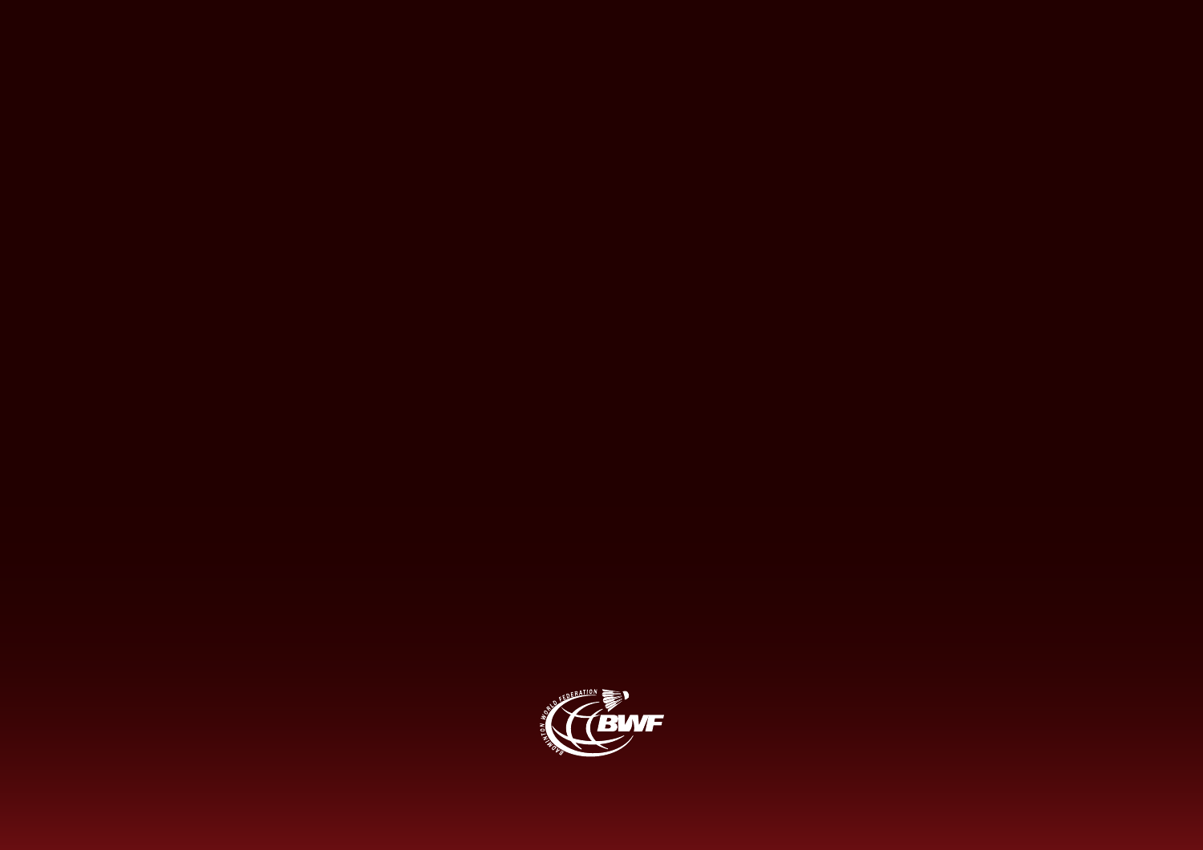BADMINTON WORLD FEDERATION

BWF